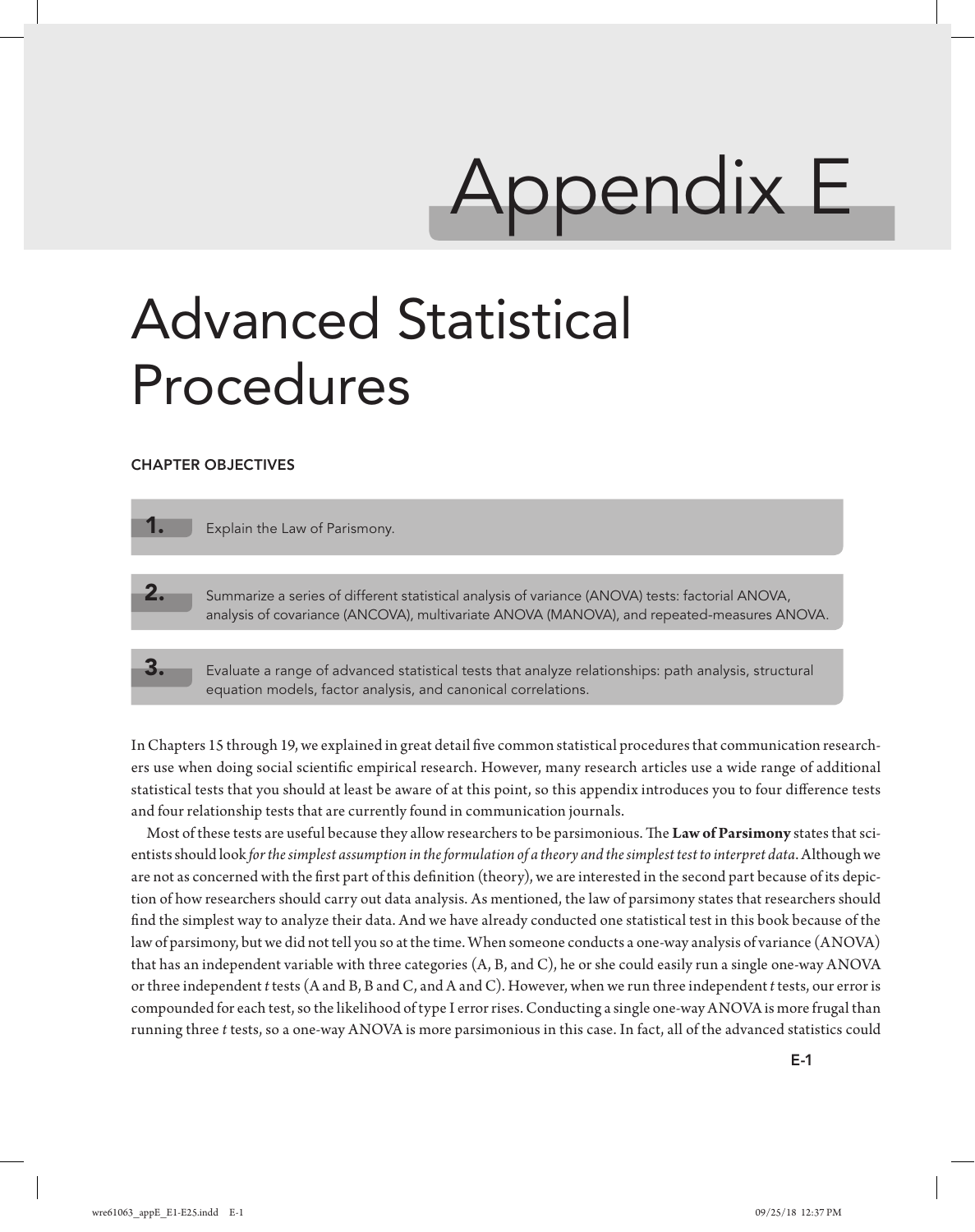# Appendix E

# Advanced Statistical Procedures

## CHAPTER OBJECTIVES

1. Explain the Law of Parsimony.

2. Summarize a series of different statistical analysis of variance (ANOVA) tests: factorial ANOVA, analysis of covariance (ANCOVA), multivariate ANOVA (MANOVA), and repeated-measures ANOVA.

3. Evaluate a range of advanced statistical tests that analyze relationships: path analysis, structural equation models, factor analysis, and canonical correlations.

In Chapters 15 through 19, we explained in great detail five common statistical procedures that communication researchers use when doing social scientific empirical research. However, many research articles use a wide range of additional statistical tests that you should at least be aware of at this point, so this appendix introduces you to four difference tests and four relationship tests that are currently found in communication journals.

Most of these tests are useful because they allow researchers to be parsimonious. The **Law of Parsimony** states that scientists should look *for the simplest assumption in the formulation of a theory and the simplest test to interpret data*. Although we are not as concerned with the first part of this definition (theory), we are interested in the second part because of its depiction of how researchers should carry out data analysis. As mentioned, the law of parsimony states that researchers should find the simplest way to analyze their data. And we have already conducted one statistical test in this book because of the law of parsimony, but we did not tell you so at the time. When someone conducts a one-way analysis of variance (ANOVA) that has an independent variable with three categories (A, B, and C), he or she could easily run a single one-way ANOVA or three independent *t* tests (A and B, B and C, and A and C). However, when we run three independent *t* tests, our error is compounded for each test, so the likelihood of type I error rises. Conducting a single one-way ANOVA is more frugal than running three *t* tests, so a one-way ANOVA is more parsimonious in this case. In fact, all of the advanced statistics could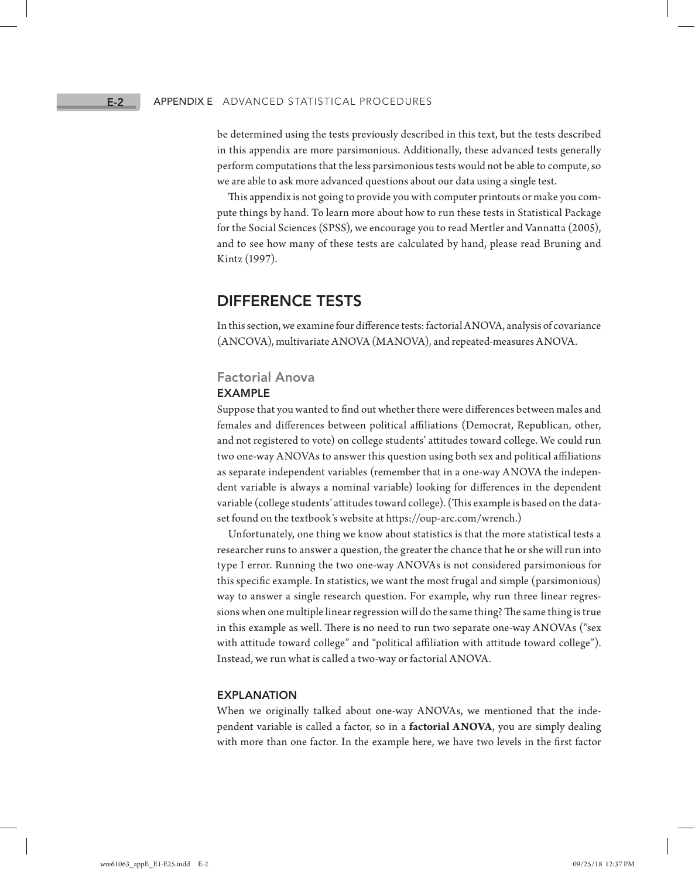be determined using the tests previously described in this text, but the tests described in this appendix are more parsimonious. Additionally, these advanced tests generally perform computations that the less parsimonious tests would not be able to compute, so we are able to ask more advanced questions about our data using a single test.

This appendix is not going to provide you with computer printouts or make you compute things by hand. To learn more about how to run these tests in Statistical Package for the Social Sciences (SPSS), we encourage you to read Mertler and Vannatta (2005), and to see how many of these tests are calculated by hand, please read Bruning and Kintz (1997).

## DIFFERENCE TESTS

In this section, we examine four difference tests: factorial ANOVA, analysis of covariance (ANCOVA), multivariate ANOVA (MANOVA), and repeated-measures ANOVA.

### Factorial Anova

#### EXAMPLE

Suppose that you wanted to find out whether there were differences between males and females and differences between political affiliations (Democrat, Republican, other, and not registered to vote) on college students' attitudes toward college. We could run two one-way ANOVAs to answer this question using both sex and political affiliations as separate independent variables (remember that in a one-way ANOVA the independent variable is always a nominal variable) looking for differences in the dependent variable (college students' attitudes toward college). (This example is based on the dataset found on the textbook's website at https://oup-arc.com/wrench.)

Unfortunately, one thing we know about statistics is that the more statistical tests a researcher runs to answer a question, the greater the chance that he or she will run into type I error. Running the two one-way ANOVAs is not considered parsimonious for this specific example. In statistics, we want the most frugal and simple (parsimonious) way to answer a single research question. For example, why run three linear regressions when one multiple linear regression will do the same thing? The same thing is true in this example as well. There is no need to run two separate one-way ANOVAs ("sex with attitude toward college" and "political affiliation with attitude toward college"). Instead, we run what is called a two-way or factorial ANOVA.

#### EXPLANATION

When we originally talked about one-way ANOVAs, we mentioned that the independent variable is called a factor, so in a **factorial ANOVA**, you are simply dealing with more than one factor. In the example here, we have two levels in the first factor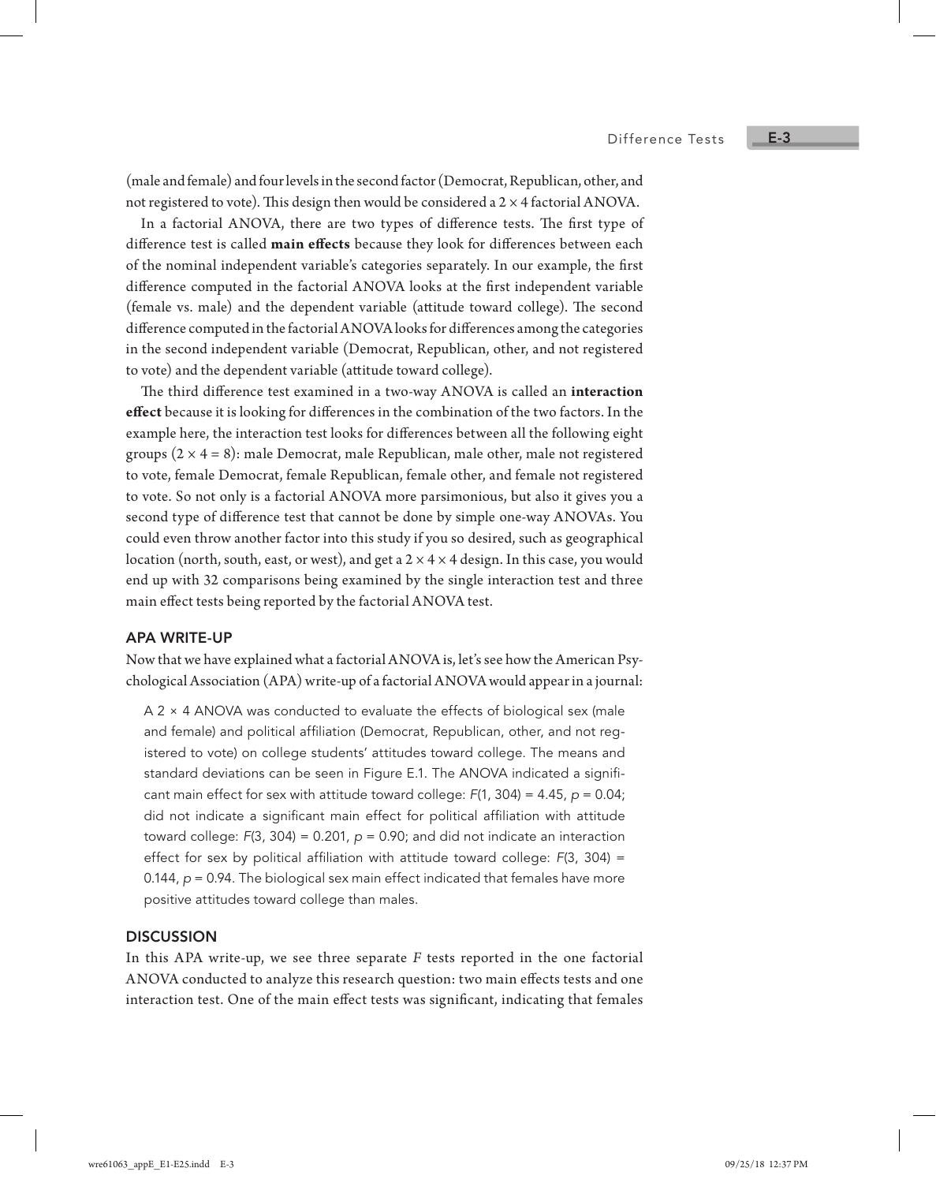(male and female) and four levels in the second factor (Democrat, Republican, other, and not registered to vote). This design then would be considered a 2 × 4 factorial ANOVA.

In a factorial ANOVA, there are two types of difference tests. The first type of difference test is called **main effects** because they look for differences between each of the nominal independent variable's categories separately. In our example, the first difference computed in the factorial ANOVA looks at the first independent variable (female vs. male) and the dependent variable (attitude toward college). The second difference computed in the factorial ANOVA looks for differences among the categories in the second independent variable (Democrat, Republican, other, and not registered to vote) and the dependent variable (attitude toward college).

The third difference test examined in a two-way ANOVA is called an **interaction effect** because it is looking for differences in the combination of the two factors. In the example here, the interaction test looks for differences between all the following eight groups (2 × 4 = 8): male Democrat, male Republican, male other, male not registered to vote, female Democrat, female Republican, female other, and female not registered to vote. So not only is a factorial ANOVA more parsimonious, but also it gives you a second type of difference test that cannot be done by simple one-way ANOVAs. You could even throw another factor into this study if you so desired, such as geographical location (north, south, east, or west), and get a 2 × 4 × 4 design. In this case, you would end up with 32 comparisons being examined by the single interaction test and three main effect tests being reported by the factorial ANOVA test.

## APA WRITE-UP

Now that we have explained what a factorial ANOVA is, let's see how the American Psychological Association (APA) write-up of a factorial ANOVA would appear in a journal:

> A 2 × 4 ANOVA was conducted to evaluate the effects of biological sex (male and female) and political affiliation (Democrat, Republican, other, and not registered to vote) on college students' attitudes toward college. The means and standard deviations can be seen in Figure E.1. The ANOVA indicated a significant main effect for sex with attitude toward college: $F(1, 304) = 4.45$, $p = 0.04$; did not indicate a significant main effect for political affiliation with attitude toward college: $F(3, 304) = 0.201$, $p = 0.90$; and did not indicate an interaction effect for sex by political affiliation with attitude toward college: $F(3, 304) = 0.144$, $p = 0.94$. The biological sex main effect indicated that females have more positive attitudes toward college than males.

## DISCUSSION

In this APA write-up, we see three separate *F* tests reported in the one factorial ANOVA conducted to analyze this research question: two main effects tests and one interaction test. One of the main effect tests was significant, indicating that females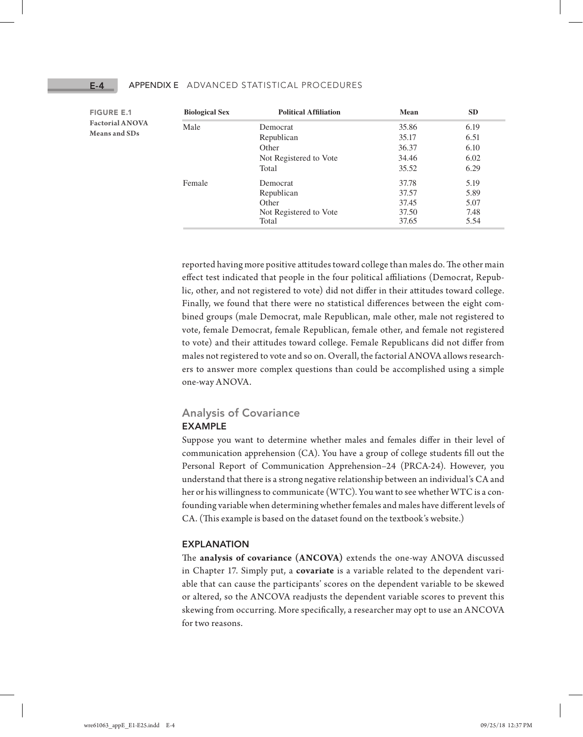**FIGURE E.1 Factorial ANOVA Means and SDs**

| Biological Sex | Political Affiliation | Mean | SD |
|---|---|---|---|
| Male | Democrat | 35.86 | 6.19 |
| | Republican | 35.17 | 6.51 |
| | Other | 36.37 | 6.10 |
| | Not Registered to Vote | 34.46 | 6.02 |
| | Total | 35.52 | 6.29 |
| Female | Democrat | 37.78 | 5.19 |
| | Republican | 37.57 | 5.89 |
| | Other | 37.45 | 5.07 |
| | Not Registered to Vote | 37.50 | 7.48 |
| | Total | 37.65 | 5.54 |

reported having more positive attitudes toward college than males do. The other main effect test indicated that people in the four political affiliations (Democrat, Republic, other, and not registered to vote) did not differ in their attitudes toward college. Finally, we found that there were no statistical differences between the eight combined groups (male Democrat, male Republican, male other, male not registered to vote, female Democrat, female Republican, female other, and female not registered to vote) and their attitudes toward college. Female Republicans did not differ from males not registered to vote and so on. Overall, the factorial ANOVA allows researchers to answer more complex questions than could be accomplished using a simple one-way ANOVA.

## Analysis of Covariance

### EXAMPLE

Suppose you want to determine whether males and females differ in their level of communication apprehension (CA). You have a group of college students fill out the Personal Report of Communication Apprehension–24 (PRCA-24). However, you understand that there is a strong negative relationship between an individual's CA and her or his willingness to communicate (WTC). You want to see whether WTC is a confounding variable when determining whether females and males have different levels of CA. (This example is based on the dataset found on the textbook's website.)

### EXPLANATION

The **analysis of covariance (ANCOVA)** extends the one-way ANOVA discussed in Chapter 17. Simply put, a **covariate** is a variable related to the dependent variable that can cause the participants' scores on the dependent variable to be skewed or altered, so the ANCOVA readjusts the dependent variable scores to prevent this skewing from occurring. More specifically, a researcher may opt to use an ANCOVA for two reasons.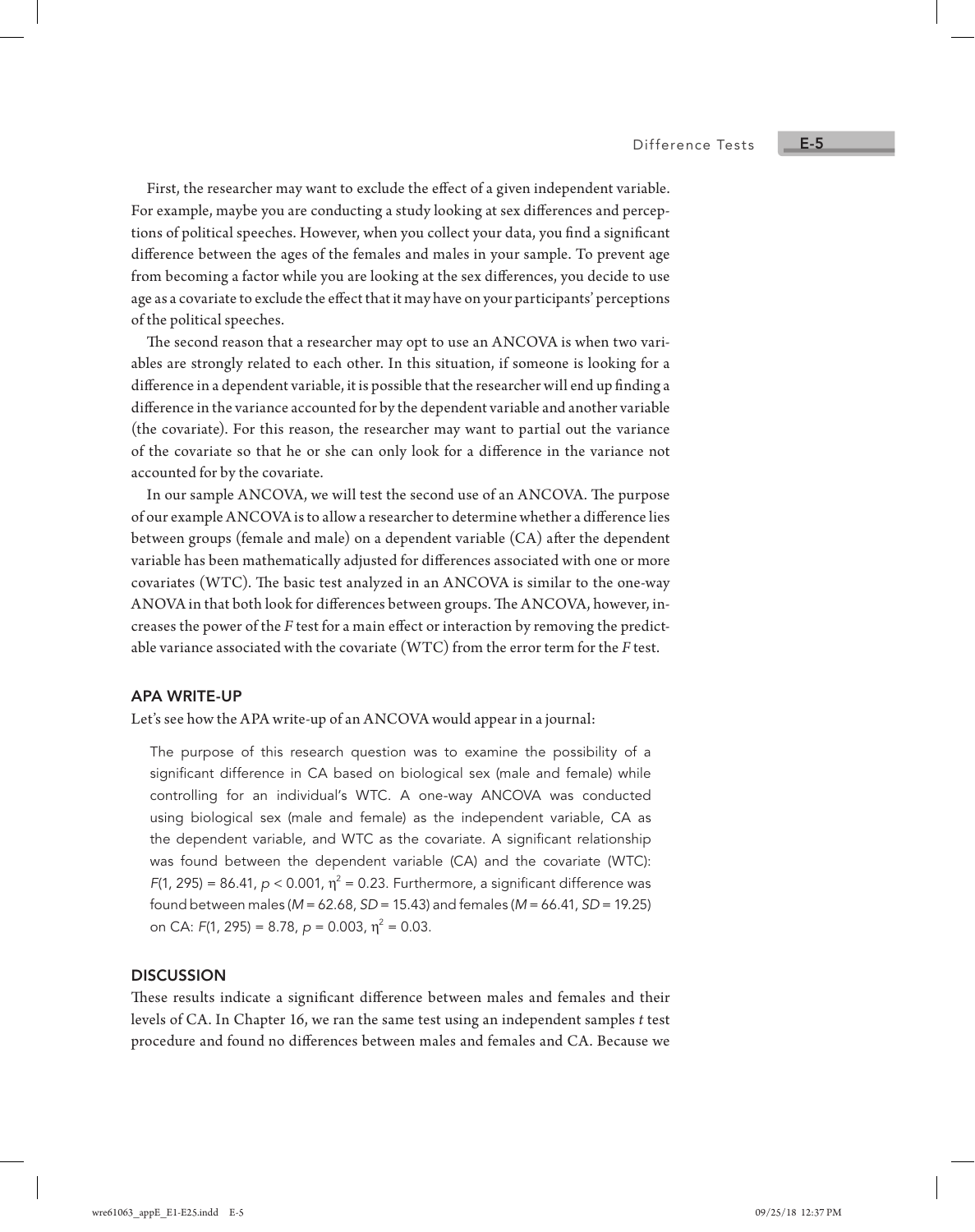First, the researcher may want to exclude the effect of a given independent variable. For example, maybe you are conducting a study looking at sex differences and perceptions of political speeches. However, when you collect your data, you find a significant difference between the ages of the females and males in your sample. To prevent age from becoming a factor while you are looking at the sex differences, you decide to use age as a covariate to exclude the effect that it may have on your participants' perceptions of the political speeches.

The second reason that a researcher may opt to use an ANCOVA is when two variables are strongly related to each other. In this situation, if someone is looking for a difference in a dependent variable, it is possible that the researcher will end up finding a difference in the variance accounted for by the dependent variable and another variable (the covariate). For this reason, the researcher may want to partial out the variance of the covariate so that he or she can only look for a difference in the variance not accounted for by the covariate.

In our sample ANCOVA, we will test the second use of an ANCOVA. The purpose of our example ANCOVA is to allow a researcher to determine whether a difference lies between groups (female and male) on a dependent variable (CA) after the dependent variable has been mathematically adjusted for differences associated with one or more covariates (WTC). The basic test analyzed in an ANCOVA is similar to the one-way ANOVA in that both look for differences between groups. The ANCOVA, however, increases the power of the *F* test for a main effect or interaction by removing the predictable variance associated with the covariate (WTC) from the error term for the *F* test.

## APA WRITE-UP

Let's see how the APA write-up of an ANCOVA would appear in a journal:

> The purpose of this research question was to examine the possibility of a significant difference in CA based on biological sex (male and female) while controlling for an individual's WTC. A one-way ANCOVA was conducted using biological sex (male and female) as the independent variable, CA as the dependent variable, and WTC as the covariate. A significant relationship was found between the dependent variable (CA) and the covariate (WTC): $F(1, 295) = 86.41$, $p < 0.001$, $\eta^2 = 0.23$. Furthermore, a significant difference was found between males ($M = 62.68$, $SD = 15.43$) and females ($M = 66.41$, $SD = 19.25$) on CA: $F(1, 295) = 8.78$, $p = 0.003$, $\eta^2 = 0.03$.

## DISCUSSION

These results indicate a significant difference between males and females and their levels of CA. In Chapter 16, we ran the same test using an independent samples *t* test procedure and found no differences between males and females and CA. Because we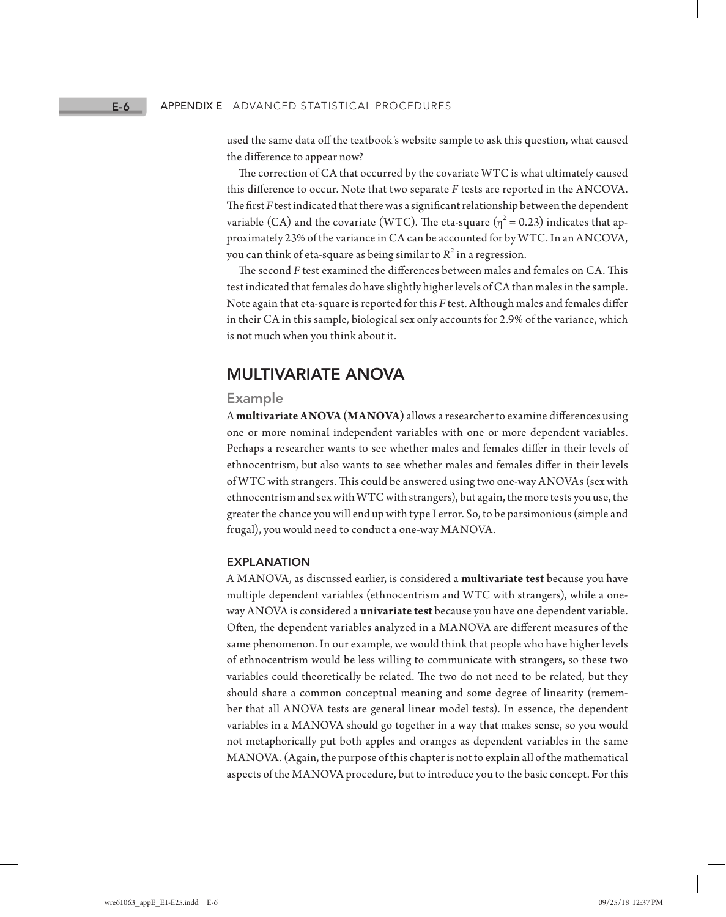used the same data off the textbook's website sample to ask this question, what caused the difference to appear now?

The correction of CA that occurred by the covariate WTC is what ultimately caused this difference to occur. Note that two separate *F* tests are reported in the ANCOVA. The first *F* test indicated that there was a significant relationship between the dependent variable (CA) and the covariate (WTC). The eta-square ($\eta^2 = 0.23$) indicates that approximately 23% of the variance in CA can be accounted for by WTC. In an ANCOVA, you can think of eta-square as being similar to $R^2$ in a regression.

The second *F* test examined the differences between males and females on CA. This test indicated that females do have slightly higher levels of CA than males in the sample. Note again that eta-square is reported for this *F* test. Although males and females differ in their CA in this sample, biological sex only accounts for 2.9% of the variance, which is not much when you think about it.

## MULTIVARIATE ANOVA

### Example

A **multivariate ANOVA (MANOVA)** allows a researcher to examine differences using one or more nominal independent variables with one or more dependent variables. Perhaps a researcher wants to see whether males and females differ in their levels of ethnocentrism, but also wants to see whether males and females differ in their levels of WTC with strangers. This could be answered using two one-way ANOVAs (sex with ethnocentrism and sex with WTC with strangers), but again, the more tests you use, the greater the chance you will end up with type I error. So, to be parsimonious (simple and frugal), you would need to conduct a one-way MANOVA.

#### EXPLANATION

A MANOVA, as discussed earlier, is considered a **multivariate test** because you have multiple dependent variables (ethnocentrism and WTC with strangers), while a one-way ANOVA is considered a **univariate test** because you have one dependent variable. Often, the dependent variables analyzed in a MANOVA are different measures of the same phenomenon. In our example, we would think that people who have higher levels of ethnocentrism would be less willing to communicate with strangers, so these two variables could theoretically be related. The two do not need to be related, but they should share a common conceptual meaning and some degree of linearity (remember that all ANOVA tests are general linear model tests). In essence, the dependent variables in a MANOVA should go together in a way that makes sense, so you would not metaphorically put both apples and oranges as dependent variables in the same MANOVA. (Again, the purpose of this chapter is not to explain all of the mathematical aspects of the MANOVA procedure, but to introduce you to the basic concept. For this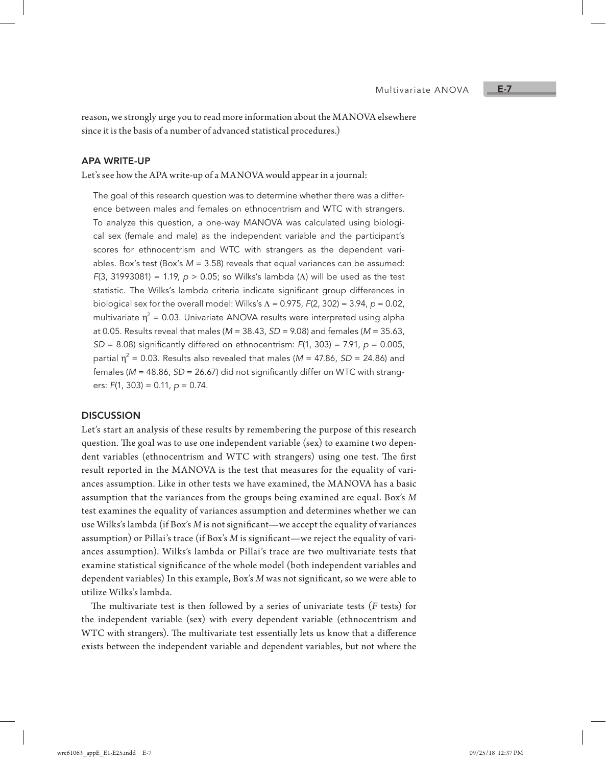reason, we strongly urge you to read more information about the MANOVA elsewhere since it is the basis of a number of advanced statistical procedures.)

## APA WRITE-UP

Let's see how the APA write-up of a MANOVA would appear in a journal:

> The goal of this research question was to determine whether there was a difference between males and females on ethnocentrism and WTC with strangers. To analyze this question, a one-way MANOVA was calculated using biological sex (female and male) as the independent variable and the participant's scores for ethnocentrism and WTC with strangers as the dependent variables. Box's test (Box's $M = 3.58$) reveals that equal variances can be assumed: $F(3, 31993081) = 1.19$, $p > 0.05$; so Wilks's lambda ($\Lambda$) will be used as the test statistic. The Wilks's lambda criteria indicate significant group differences in biological sex for the overall model: Wilks's $\Lambda = 0.975$, $F(2, 302) = 3.94$, $p = 0.02$, multivariate $\eta^2 = 0.03$. Univariate ANOVA results were interpreted using alpha at 0.05. Results reveal that males ($M = 38.43$, $SD = 9.08$) and females ($M = 35.63$, $SD = 8.08$) significantly differed on ethnocentrism: $F(1, 303) = 7.91$, $p = 0.005$, partial $\eta^2 = 0.03$. Results also revealed that males ($M = 47.86$, $SD = 24.86$) and females ($M = 48.86$, $SD = 26.67$) did not significantly differ on WTC with strangers: $F(1, 303) = 0.11$, $p = 0.74$.

## DISCUSSION

Let's start an analysis of these results by remembering the purpose of this research question. The goal was to use one independent variable (sex) to examine two dependent variables (ethnocentrism and WTC with strangers) using one test. The first result reported in the MANOVA is the test that measures for the equality of variances assumption. Like in other tests we have examined, the MANOVA has a basic assumption that the variances from the groups being examined are equal. Box's *M* test examines the equality of variances assumption and determines whether we can use Wilks's lambda (if Box's *M* is not significant—we accept the equality of variances assumption) or Pillai's trace (if Box's *M* is significant—we reject the equality of variances assumption). Wilks's lambda or Pillai's trace are two multivariate tests that examine statistical significance of the whole model (both independent variables and dependent variables) In this example, Box's *M* was not significant, so we were able to utilize Wilks's lambda.

The multivariate test is then followed by a series of univariate tests (*F* tests) for the independent variable (sex) with every dependent variable (ethnocentrism and WTC with strangers). The multivariate test essentially lets us know that a difference exists between the independent variable and dependent variables, but not where the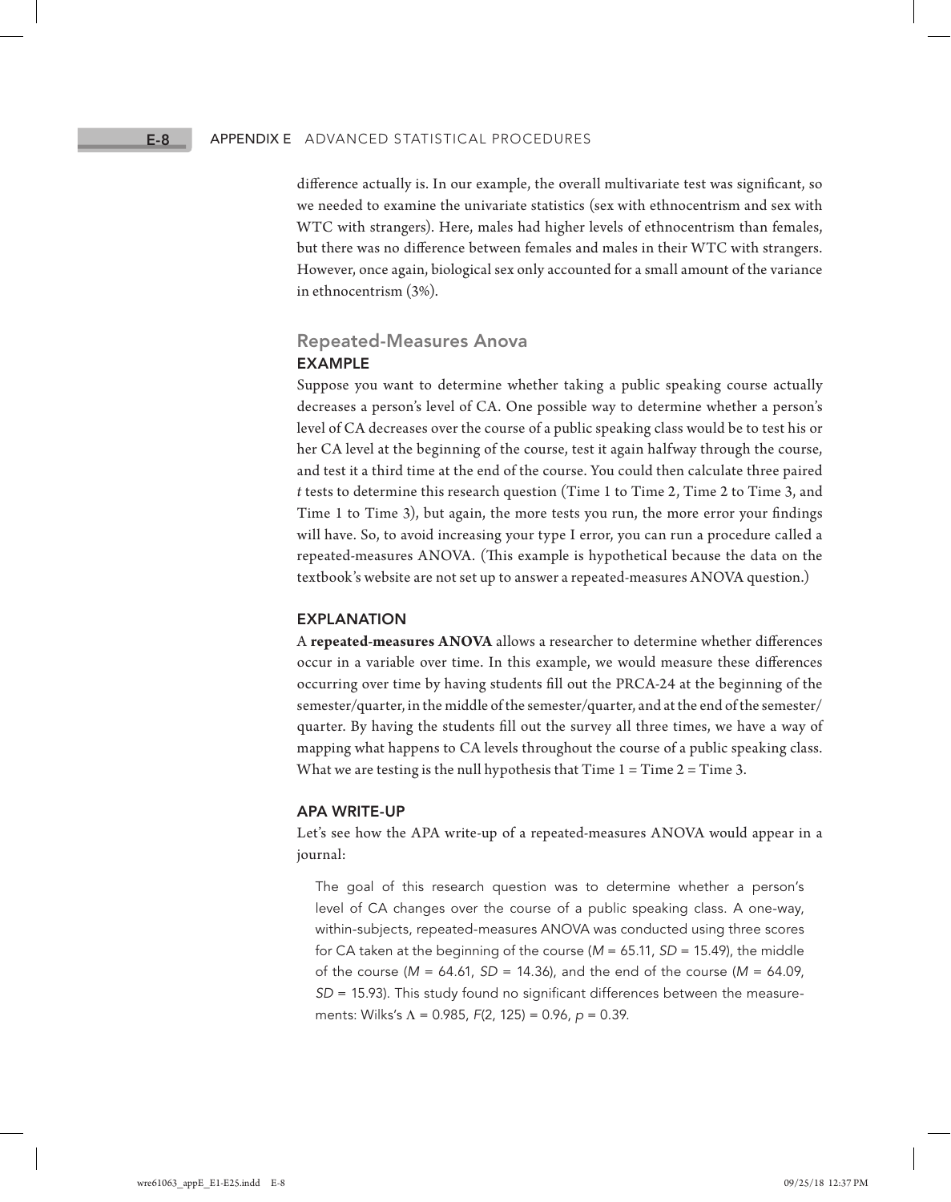difference actually is. In our example, the overall multivariate test was significant, so we needed to examine the univariate statistics (sex with ethnocentrism and sex with WTC with strangers). Here, males had higher levels of ethnocentrism than females, but there was no difference between females and males in their WTC with strangers. However, once again, biological sex only accounted for a small amount of the variance in ethnocentrism (3%).

## Repeated-Measures Anova

### EXAMPLE

Suppose you want to determine whether taking a public speaking course actually decreases a person's level of CA. One possible way to determine whether a person's level of CA decreases over the course of a public speaking class would be to test his or her CA level at the beginning of the course, test it again halfway through the course, and test it a third time at the end of the course. You could then calculate three paired *t* tests to determine this research question (Time 1 to Time 2, Time 2 to Time 3, and Time 1 to Time 3), but again, the more tests you run, the more error your findings will have. So, to avoid increasing your type I error, you can run a procedure called a repeated-measures ANOVA. (This example is hypothetical because the data on the textbook's website are not set up to answer a repeated-measures ANOVA question.)

### EXPLANATION

A **repeated-measures ANOVA** allows a researcher to determine whether differences occur in a variable over time. In this example, we would measure these differences occurring over time by having students fill out the PRCA-24 at the beginning of the semester/quarter, in the middle of the semester/quarter, and at the end of the semester/quarter. By having the students fill out the survey all three times, we have a way of mapping what happens to CA levels throughout the course of a public speaking class. What we are testing is the null hypothesis that Time 1 = Time 2 = Time 3.

### APA WRITE-UP

Let's see how the APA write-up of a repeated-measures ANOVA would appear in a journal:

> The goal of this research question was to determine whether a person's level of CA changes over the course of a public speaking class. A one-way, within-subjects, repeated-measures ANOVA was conducted using three scores for CA taken at the beginning of the course ($M = 65.11$, $SD = 15.49$), the middle of the course ($M = 64.61$, $SD = 14.36$), and the end of the course ($M = 64.09$, $SD = 15.93$). This study found no significant differences between the measurements: Wilks's $\Lambda = 0.985$, $F(2, 125) = 0.96$, $p = 0.39$.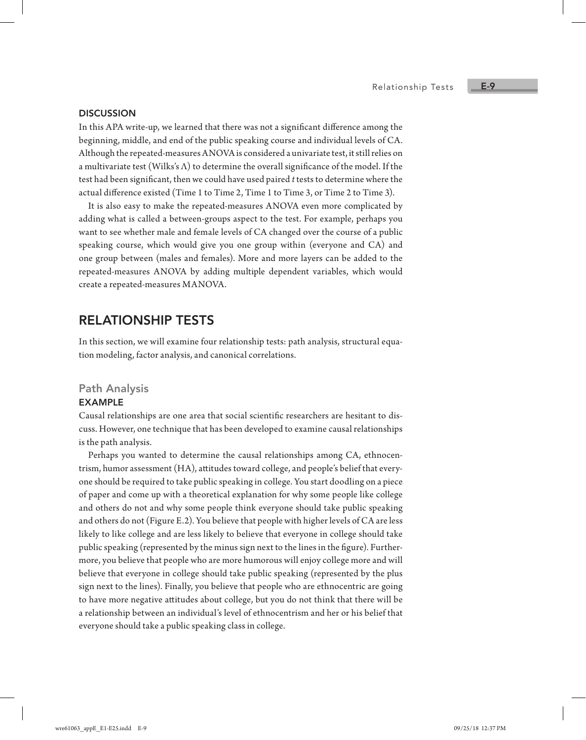### DISCUSSION

In this APA write-up, we learned that there was not a significant difference among the beginning, middle, and end of the public speaking course and individual levels of CA. Although the repeated-measures ANOVA is considered a univariate test, it still relies on a multivariate test (Wilks's $\Lambda$) to determine the overall significance of the model. If the test had been significant, then we could have used paired *t* tests to determine where the actual difference existed (Time 1 to Time 2, Time 1 to Time 3, or Time 2 to Time 3).

It is also easy to make the repeated-measures ANOVA even more complicated by adding what is called a between-groups aspect to the test. For example, perhaps you want to see whether male and female levels of CA changed over the course of a public speaking course, which would give you one group within (everyone and CA) and one group between (males and females). More and more layers can be added to the repeated-measures ANOVA by adding multiple dependent variables, which would create a repeated-measures MANOVA.

# RELATIONSHIP TESTS

In this section, we will examine four relationship tests: path analysis, structural equation modeling, factor analysis, and canonical correlations.

## Path Analysis

### EXAMPLE

Causal relationships are one area that social scientific researchers are hesitant to discuss. However, one technique that has been developed to examine causal relationships is the path analysis.

Perhaps you wanted to determine the causal relationships among CA, ethnocentrism, humor assessment (HA), attitudes toward college, and people's belief that everyone should be required to take public speaking in college. You start doodling on a piece of paper and come up with a theoretical explanation for why some people like college and others do not and why some people think everyone should take public speaking and others do not (Figure E.2). You believe that people with higher levels of CA are less likely to like college and are less likely to believe that everyone in college should take public speaking (represented by the minus sign next to the lines in the figure). Furthermore, you believe that people who are more humorous will enjoy college more and will believe that everyone in college should take public speaking (represented by the plus sign next to the lines). Finally, you believe that people who are ethnocentric are going to have more negative attitudes about college, but you do not think that there will be a relationship between an individual's level of ethnocentrism and her or his belief that everyone should take a public speaking class in college.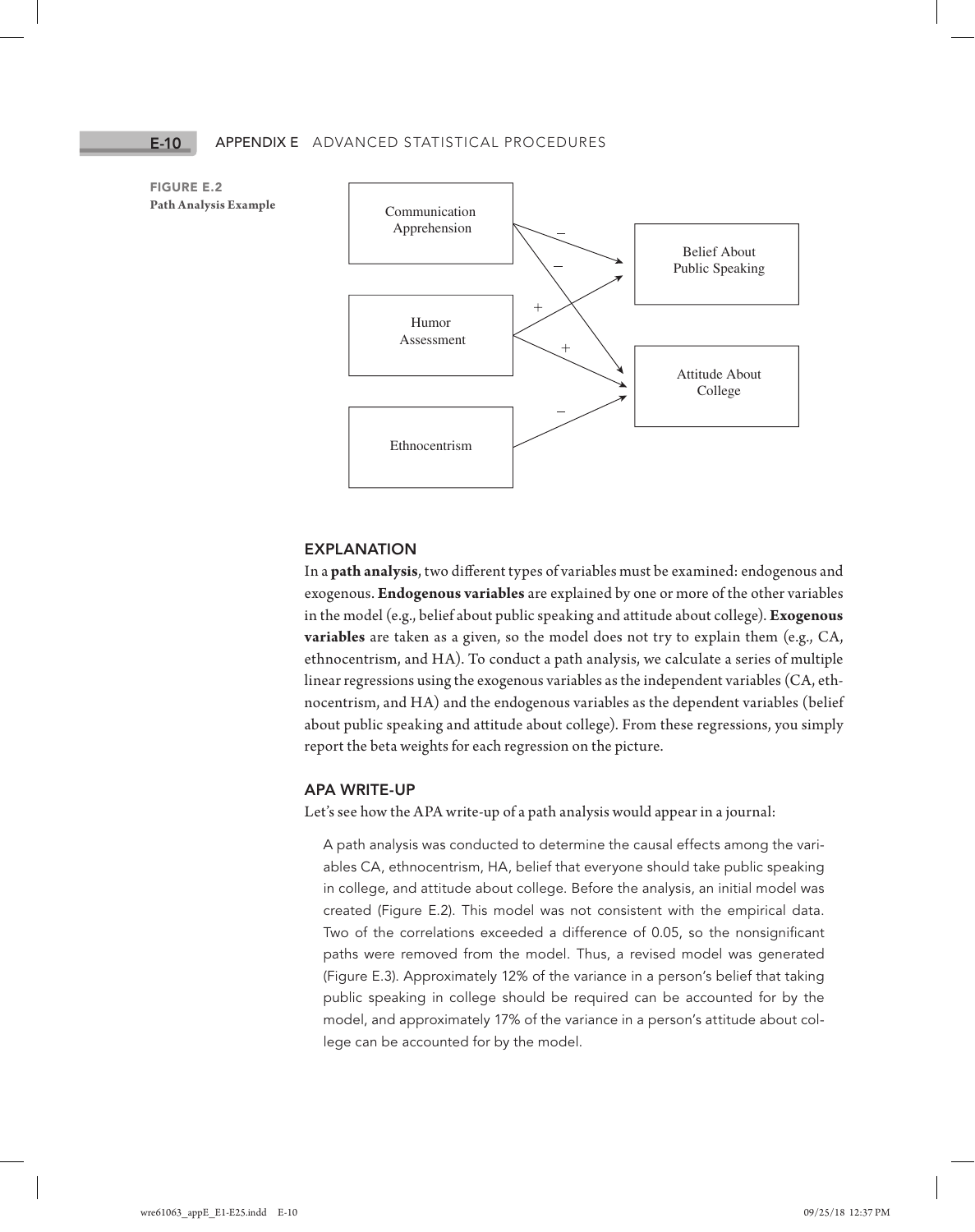**FIGURE E.2**
**Path Analysis Example**

## EXPLANATION

In a **path analysis**, two different types of variables must be examined: endogenous and exogenous. **Endogenous variables** are explained by one or more of the other variables in the model (e.g., belief about public speaking and attitude about college). **Exogenous variables** are taken as a given, so the model does not try to explain them (e.g., CA, ethnocentrism, and HA). To conduct a path analysis, we calculate a series of multiple linear regressions using the exogenous variables as the independent variables (CA, ethnocentrism, and HA) and the endogenous variables as the dependent variables (belief about public speaking and attitude about college). From these regressions, you simply report the beta weights for each regression on the picture.

## APA WRITE-UP

Let's see how the APA write-up of a path analysis would appear in a journal:

> A path analysis was conducted to determine the causal effects among the variables CA, ethnocentrism, HA, belief that everyone should take public speaking in college, and attitude about college. Before the analysis, an initial model was created (Figure E.2). This model was not consistent with the empirical data. Two of the correlations exceeded a difference of 0.05, so the nonsignificant paths were removed from the model. Thus, a revised model was generated (Figure E.3). Approximately 12% of the variance in a person's belief that taking public speaking in college should be required can be accounted for by the model, and approximately 17% of the variance in a person's attitude about college can be accounted for by the model.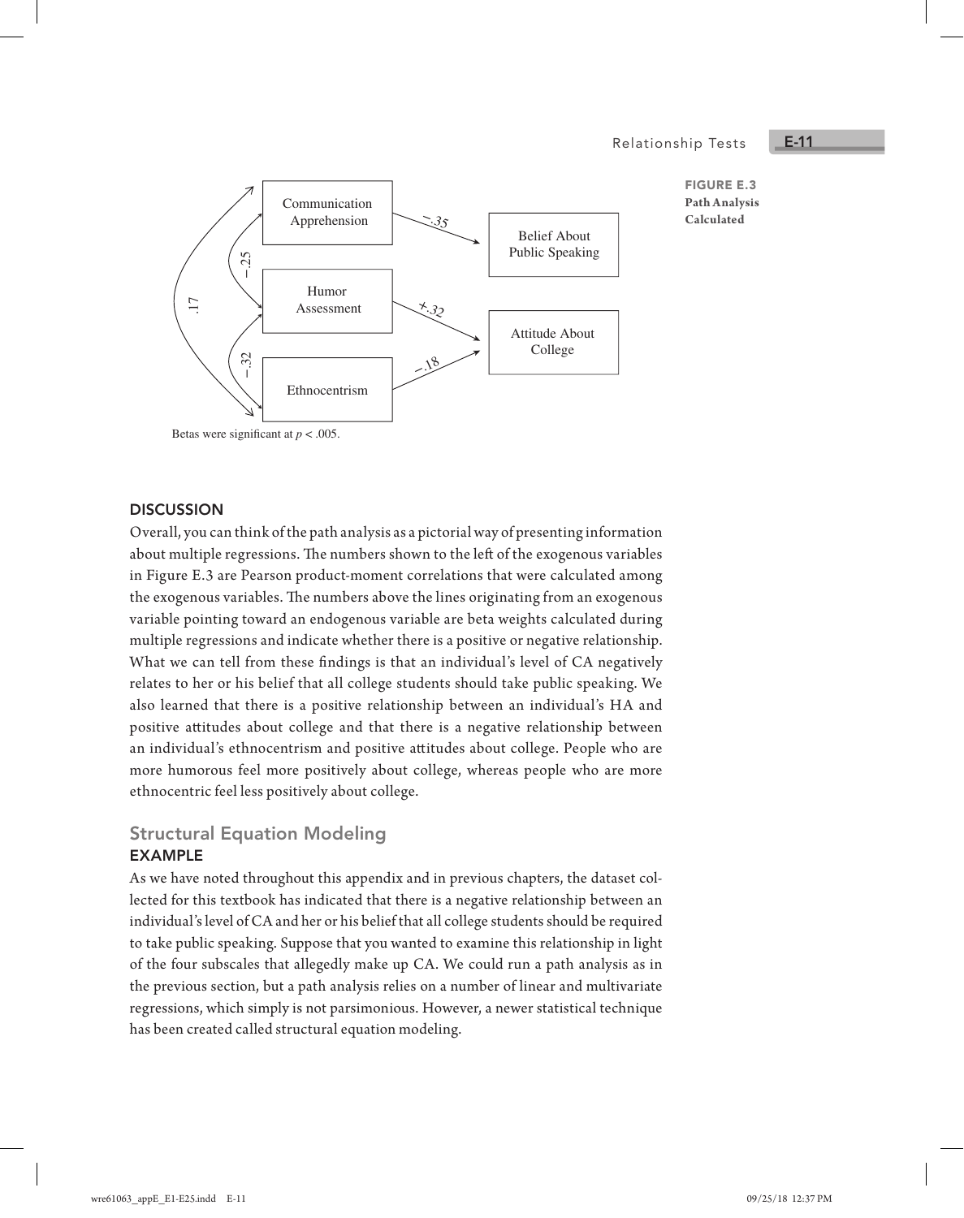**FIGURE E.3**
**Path Analysis Calculated**

Communication Apprehension → Belief About Public Speaking: −.35

Humor Assessment → Attitude About College: +.32

Ethnocentrism → Attitude About College: −.18

Communication Apprehension ↔ Humor Assessment: −.25

Humor Assessment ↔ Ethnocentrism: −.32

Communication Apprehension ↔ Ethnocentrism: .17

Betas were significant at $p < .005$.

### DISCUSSION

Overall, you can think of the path analysis as a pictorial way of presenting information about multiple regressions. The numbers shown to the left of the exogenous variables in Figure E.3 are Pearson product-moment correlations that were calculated among the exogenous variables. The numbers above the lines originating from an exogenous variable pointing toward an endogenous variable are beta weights calculated during multiple regressions and indicate whether there is a positive or negative relationship. What we can tell from these findings is that an individual's level of CA negatively relates to her or his belief that all college students should take public speaking. We also learned that there is a positive relationship between an individual's HA and positive attitudes about college and that there is a negative relationship between an individual's ethnocentrism and positive attitudes about college. People who are more humorous feel more positively about college, whereas people who are more ethnocentric feel less positively about college.

## Structural Equation Modeling

### EXAMPLE

As we have noted throughout this appendix and in previous chapters, the dataset collected for this textbook has indicated that there is a negative relationship between an individual's level of CA and her or his belief that all college students should be required to take public speaking. Suppose that you wanted to examine this relationship in light of the four subscales that allegedly make up CA. We could run a path analysis as in the previous section, but a path analysis relies on a number of linear and multivariate regressions, which simply is not parsimonious. However, a newer statistical technique has been created called structural equation modeling.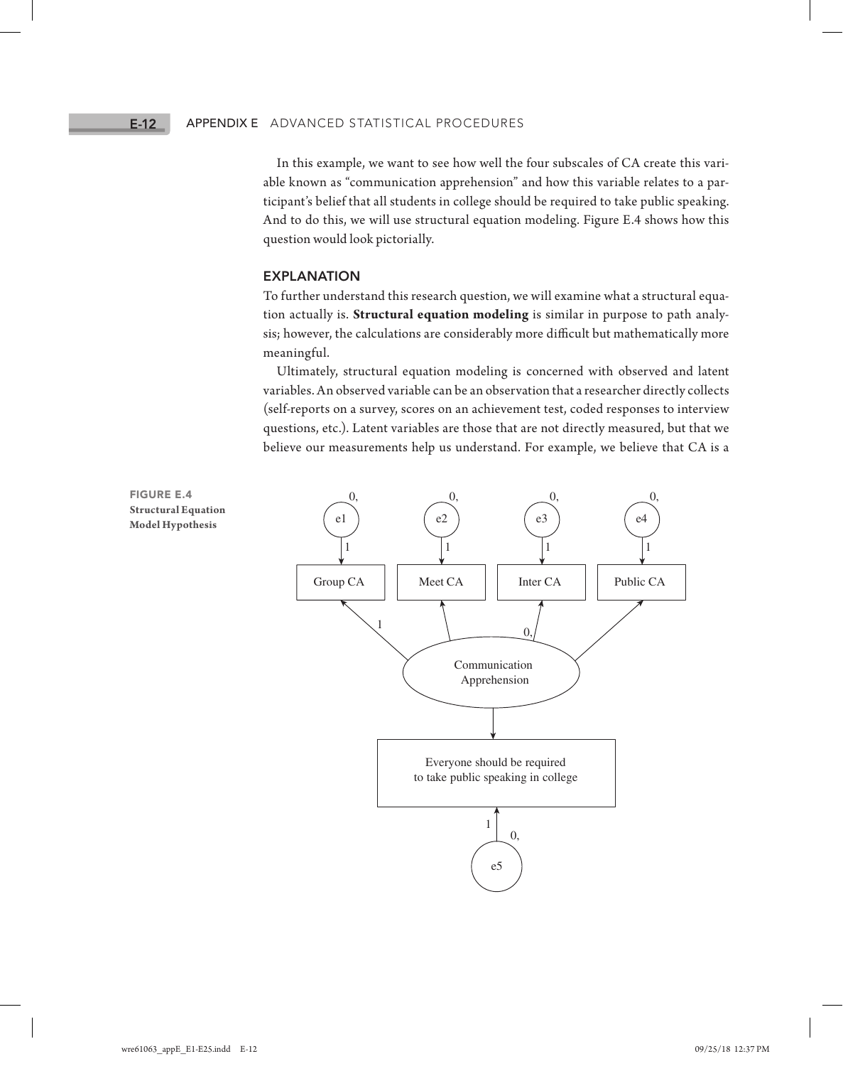In this example, we want to see how well the four subscales of CA create this variable known as "communication apprehension" and how this variable relates to a participant's belief that all students in college should be required to take public speaking. And to do this, we will use structural equation modeling. Figure E.4 shows how this question would look pictorially.

## EXPLANATION

To further understand this research question, we will examine what a structural equation actually is. **Structural equation modeling** is similar in purpose to path analysis; however, the calculations are considerably more difficult but mathematically more meaningful.

Ultimately, structural equation modeling is concerned with observed and latent variables. An observed variable can be an observation that a researcher directly collects (self-reports on a survey, scores on an achievement test, coded responses to interview questions, etc.). Latent variables are those that are not directly measured, but that we believe our measurements help us understand. For example, we believe that CA is a

**FIGURE E.4**
**Structural Equation Model Hypothesis**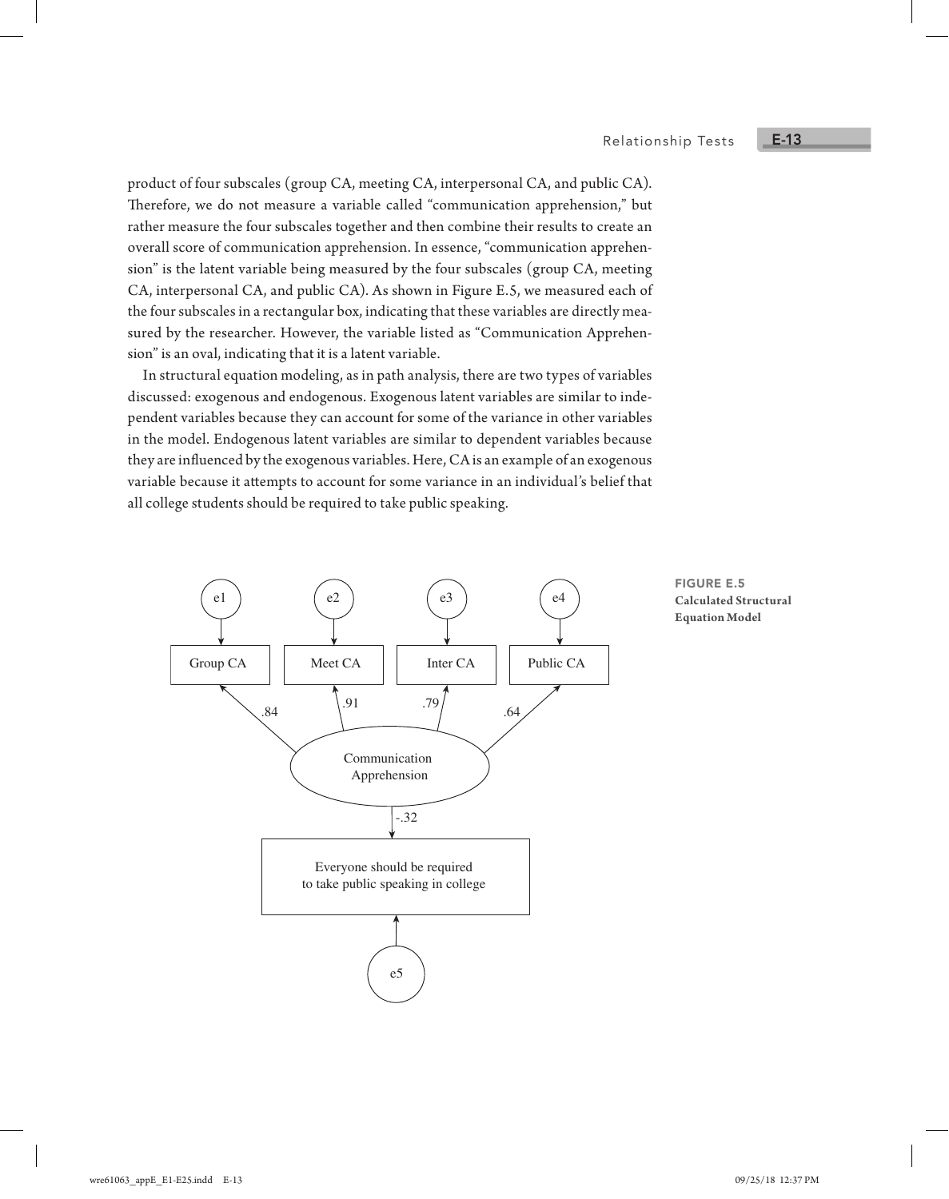product of four subscales (group CA, meeting CA, interpersonal CA, and public CA). Therefore, we do not measure a variable called "communication apprehension," but rather measure the four subscales together and then combine their results to create an overall score of communication apprehension. In essence, "communication apprehension" is the latent variable being measured by the four subscales (group CA, meeting CA, interpersonal CA, and public CA). As shown in Figure E.5, we measured each of the four subscales in a rectangular box, indicating that these variables are directly measured by the researcher. However, the variable listed as "Communication Apprehension" is an oval, indicating that it is a latent variable.

In structural equation modeling, as in path analysis, there are two types of variables discussed: exogenous and endogenous. Exogenous latent variables are similar to independent variables because they can account for some of the variance in other variables in the model. Endogenous latent variables are similar to dependent variables because they are influenced by the exogenous variables. Here, CA is an example of an exogenous variable because it attempts to account for some variance in an individual's belief that all college students should be required to take public speaking.

**FIGURE E.5**
**Calculated Structural Equation Model**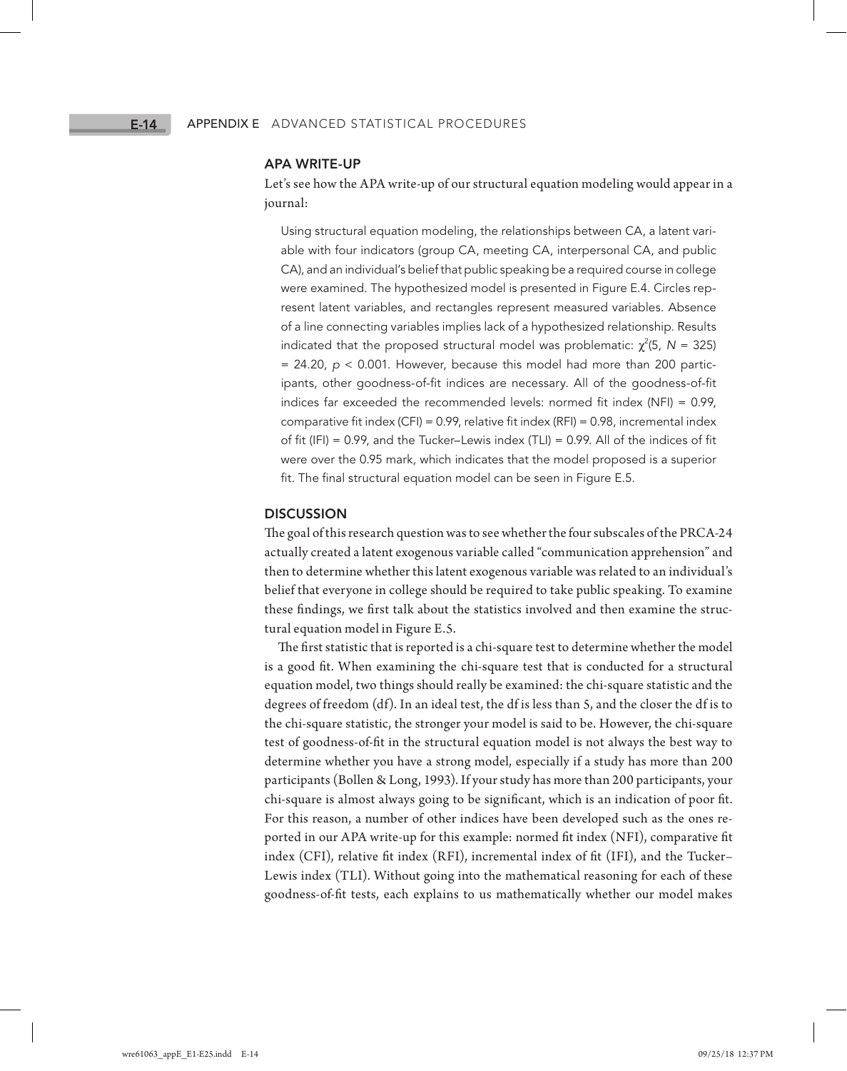## APA WRITE-UP

Let's see how the APA write-up of our structural equation modeling would appear in a journal:

> Using structural equation modeling, the relationships between CA, a latent variable with four indicators (group CA, meeting CA, interpersonal CA, and public CA), and an individual's belief that public speaking be a required course in college were examined. The hypothesized model is presented in Figure E.4. Circles represent latent variables, and rectangles represent measured variables. Absence of a line connecting variables implies lack of a hypothesized relationship. Results indicated that the proposed structural model was problematic: $\chi^2(5, N = 325) = 24.20$, $p < 0.001$. However, because this model had more than 200 participants, other goodness-of-fit indices are necessary. All of the goodness-of-fit indices far exceeded the recommended levels: normed fit index (NFI) = 0.99, comparative fit index (CFI) = 0.99, relative fit index (RFI) = 0.98, incremental index of fit (IFI) = 0.99, and the Tucker–Lewis index (TLI) = 0.99. All of the indices of fit were over the 0.95 mark, which indicates that the model proposed is a superior fit. The final structural equation model can be seen in Figure E.5.

## DISCUSSION

The goal of this research question was to see whether the four subscales of the PRCA-24 actually created a latent exogenous variable called "communication apprehension" and then to determine whether this latent exogenous variable was related to an individual's belief that everyone in college should be required to take public speaking. To examine these findings, we first talk about the statistics involved and then examine the structural equation model in Figure E.5.

The first statistic that is reported is a chi-square test to determine whether the model is a good fit. When examining the chi-square test that is conducted for a structural equation model, two things should really be examined: the chi-square statistic and the degrees of freedom (df). In an ideal test, the df is less than 5, and the closer the df is to the chi-square statistic, the stronger your model is said to be. However, the chi-square test of goodness-of-fit in the structural equation model is not always the best way to determine whether you have a strong model, especially if a study has more than 200 participants (Bollen & Long, 1993). If your study has more than 200 participants, your chi-square is almost always going to be significant, which is an indication of poor fit. For this reason, a number of other indices have been developed such as the ones reported in our APA write-up for this example: normed fit index (NFI), comparative fit index (CFI), relative fit index (RFI), incremental index of fit (IFI), and the Tucker–Lewis index (TLI). Without going into the mathematical reasoning for each of these goodness-of-fit tests, each explains to us mathematically whether our model makes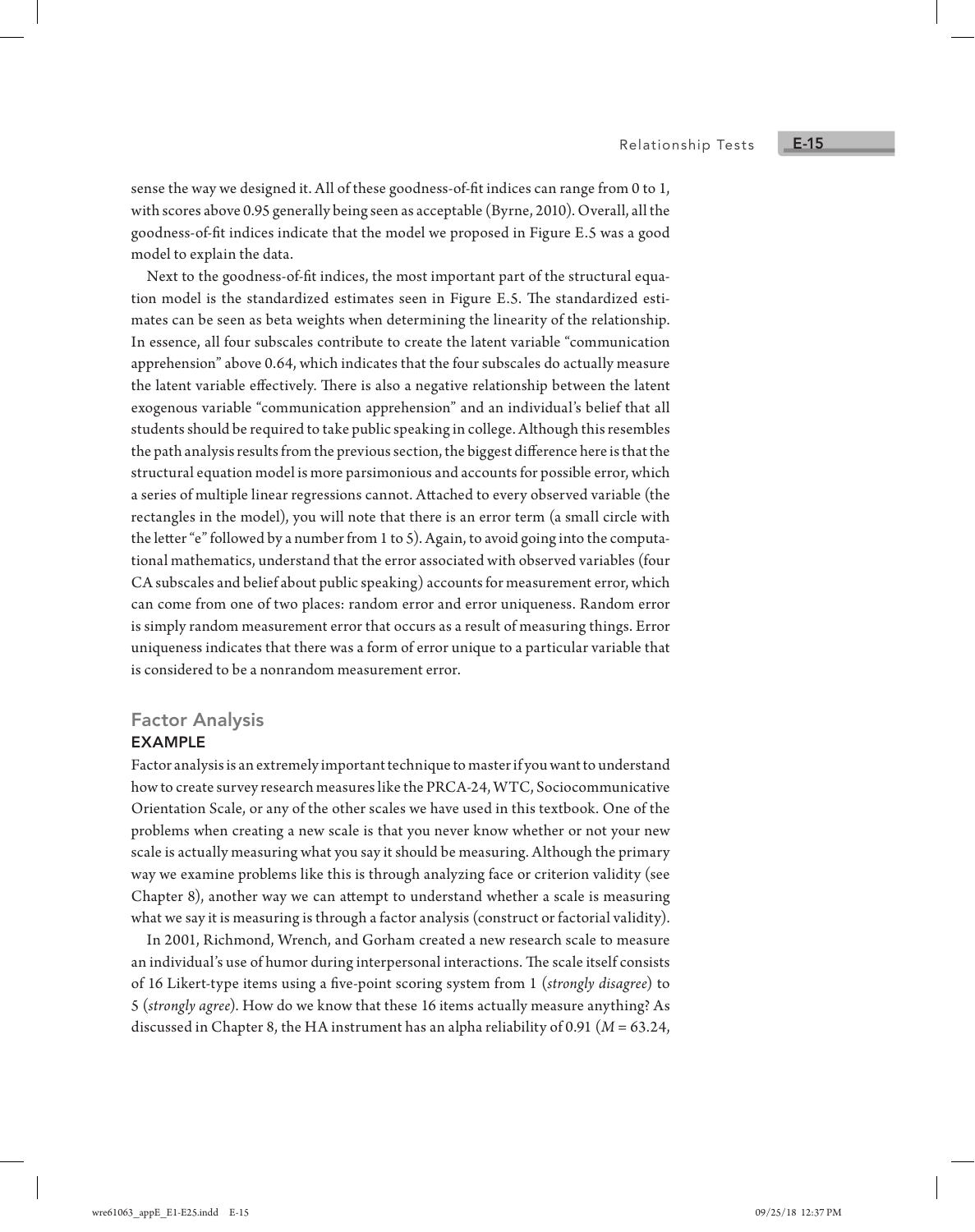sense the way we designed it. All of these goodness-of-fit indices can range from 0 to 1, with scores above 0.95 generally being seen as acceptable (Byrne, 2010). Overall, all the goodness-of-fit indices indicate that the model we proposed in Figure E.5 was a good model to explain the data.

Next to the goodness-of-fit indices, the most important part of the structural equation model is the standardized estimates seen in Figure E.5. The standardized estimates can be seen as beta weights when determining the linearity of the relationship. In essence, all four subscales contribute to create the latent variable "communication apprehension" above 0.64, which indicates that the four subscales do actually measure the latent variable effectively. There is also a negative relationship between the latent exogenous variable "communication apprehension" and an individual's belief that all students should be required to take public speaking in college. Although this resembles the path analysis results from the previous section, the biggest difference here is that the structural equation model is more parsimonious and accounts for possible error, which a series of multiple linear regressions cannot. Attached to every observed variable (the rectangles in the model), you will note that there is an error term (a small circle with the letter "e" followed by a number from 1 to 5). Again, to avoid going into the computational mathematics, understand that the error associated with observed variables (four CA subscales and belief about public speaking) accounts for measurement error, which can come from one of two places: random error and error uniqueness. Random error is simply random measurement error that occurs as a result of measuring things. Error uniqueness indicates that there was a form of error unique to a particular variable that is considered to be a nonrandom measurement error.

## Factor Analysis

### EXAMPLE

Factor analysis is an extremely important technique to master if you want to understand how to create survey research measures like the PRCA-24, WTC, Sociocommunicative Orientation Scale, or any of the other scales we have used in this textbook. One of the problems when creating a new scale is that you never know whether or not your new scale is actually measuring what you say it should be measuring. Although the primary way we examine problems like this is through analyzing face or criterion validity (see Chapter 8), another way we can attempt to understand whether a scale is measuring what we say it is measuring is through a factor analysis (construct or factorial validity).

In 2001, Richmond, Wrench, and Gorham created a new research scale to measure an individual's use of humor during interpersonal interactions. The scale itself consists of 16 Likert-type items using a five-point scoring system from 1 (*strongly disagree*) to 5 (*strongly agree*). How do we know that these 16 items actually measure anything? As discussed in Chapter 8, the HA instrument has an alpha reliability of 0.91 ($M = 63.24$,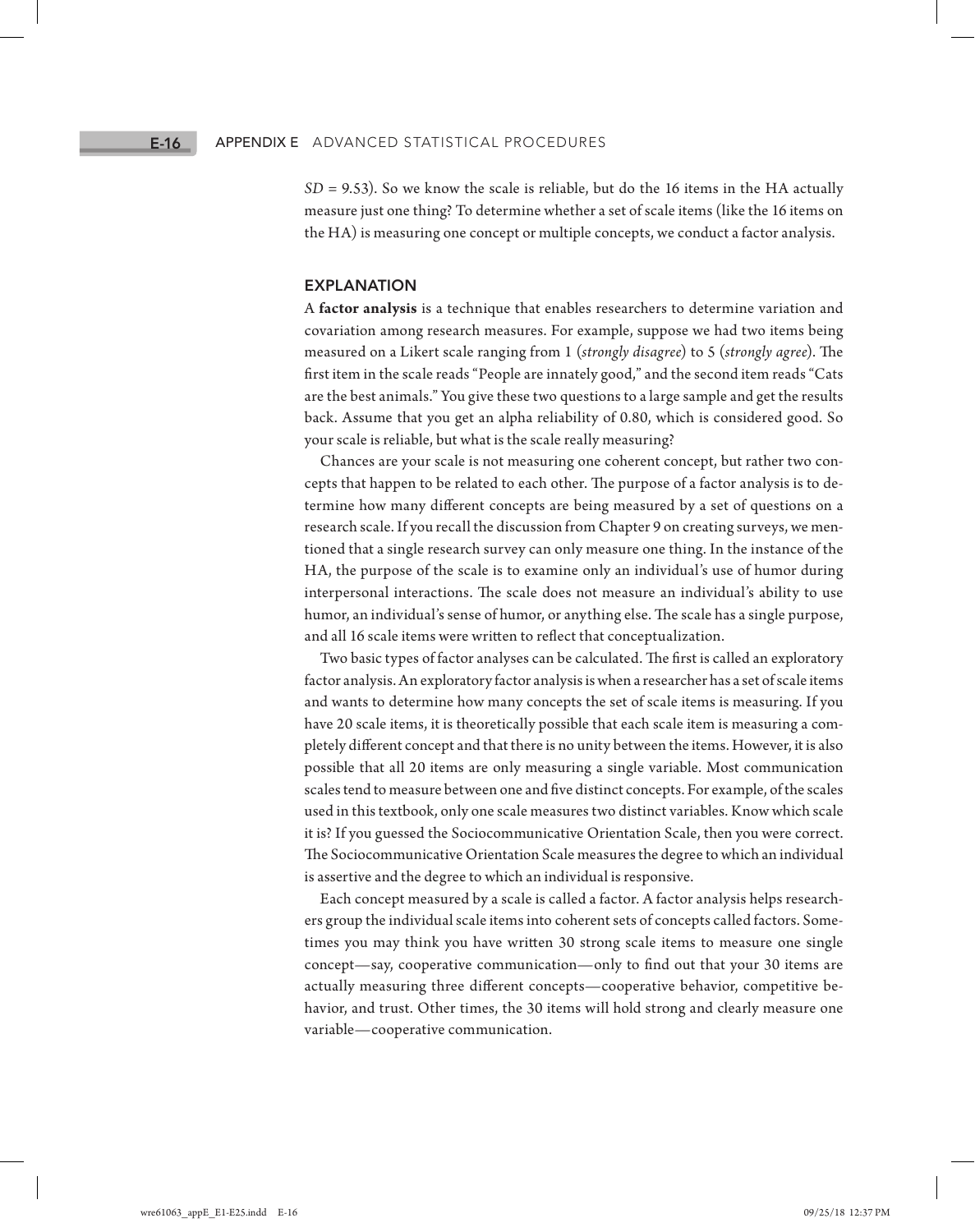*SD* = 9.53). So we know the scale is reliable, but do the 16 items in the HA actually measure just one thing? To determine whether a set of scale items (like the 16 items on the HA) is measuring one concept or multiple concepts, we conduct a factor analysis.

## EXPLANATION

A **factor analysis** is a technique that enables researchers to determine variation and covariation among research measures. For example, suppose we had two items being measured on a Likert scale ranging from 1 (*strongly disagree*) to 5 (*strongly agree*). The first item in the scale reads "People are innately good," and the second item reads "Cats are the best animals." You give these two questions to a large sample and get the results back. Assume that you get an alpha reliability of 0.80, which is considered good. So your scale is reliable, but what is the scale really measuring?

Chances are your scale is not measuring one coherent concept, but rather two concepts that happen to be related to each other. The purpose of a factor analysis is to determine how many different concepts are being measured by a set of questions on a research scale. If you recall the discussion from Chapter 9 on creating surveys, we mentioned that a single research survey can only measure one thing. In the instance of the HA, the purpose of the scale is to examine only an individual's use of humor during interpersonal interactions. The scale does not measure an individual's ability to use humor, an individual's sense of humor, or anything else. The scale has a single purpose, and all 16 scale items were written to reflect that conceptualization.

Two basic types of factor analyses can be calculated. The first is called an exploratory factor analysis. An exploratory factor analysis is when a researcher has a set of scale items and wants to determine how many concepts the set of scale items is measuring. If you have 20 scale items, it is theoretically possible that each scale item is measuring a completely different concept and that there is no unity between the items. However, it is also possible that all 20 items are only measuring a single variable. Most communication scales tend to measure between one and five distinct concepts. For example, of the scales used in this textbook, only one scale measures two distinct variables. Know which scale it is? If you guessed the Sociocommunicative Orientation Scale, then you were correct. The Sociocommunicative Orientation Scale measures the degree to which an individual is assertive and the degree to which an individual is responsive.

Each concept measured by a scale is called a factor. A factor analysis helps researchers group the individual scale items into coherent sets of concepts called factors. Sometimes you may think you have written 30 strong scale items to measure one single concept—say, cooperative communication—only to find out that your 30 items are actually measuring three different concepts—cooperative behavior, competitive behavior, and trust. Other times, the 30 items will hold strong and clearly measure one variable—cooperative communication.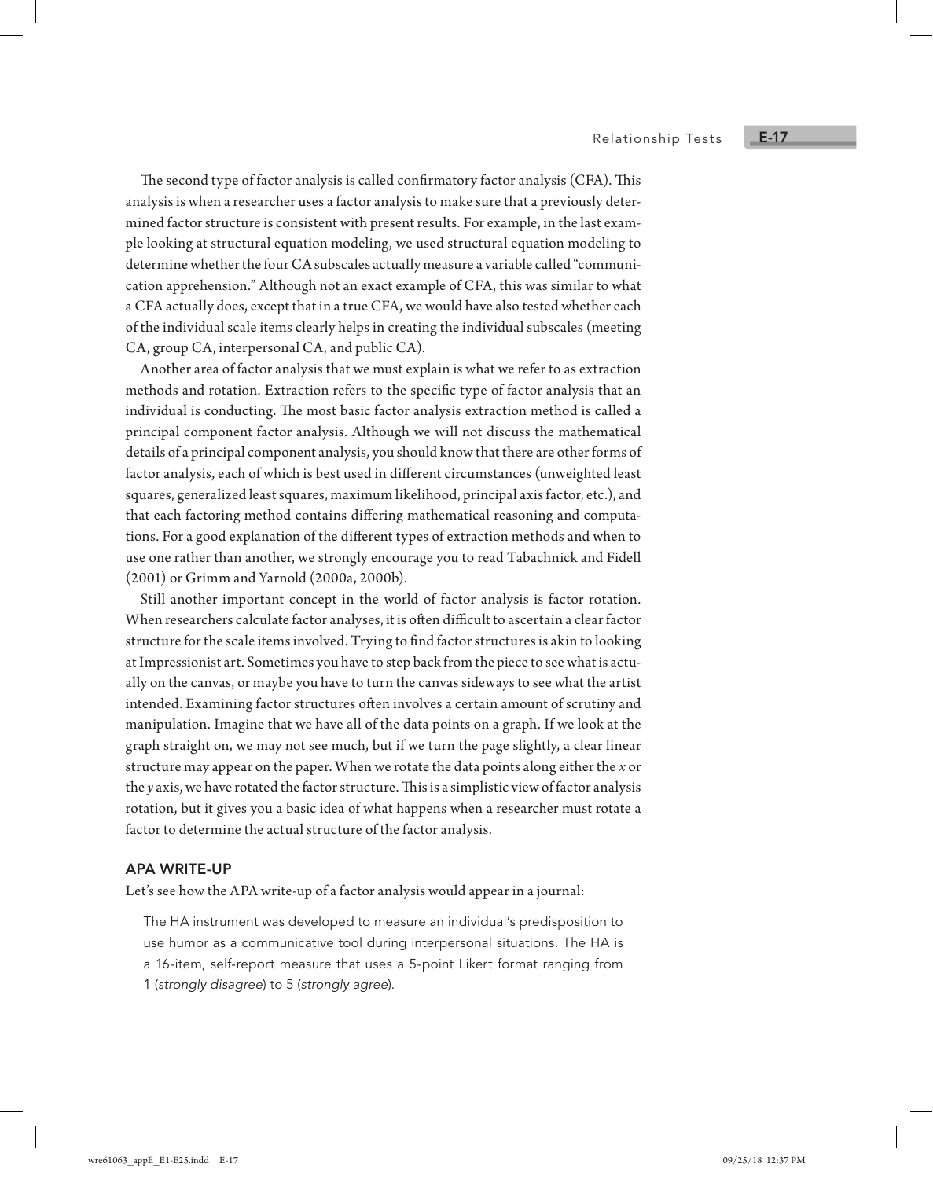The second type of factor analysis is called confirmatory factor analysis (CFA). This analysis is when a researcher uses a factor analysis to make sure that a previously determined factor structure is consistent with present results. For example, in the last example looking at structural equation modeling, we used structural equation modeling to determine whether the four CA subscales actually measure a variable called "communication apprehension." Although not an exact example of CFA, this was similar to what a CFA actually does, except that in a true CFA, we would have also tested whether each of the individual scale items clearly helps in creating the individual subscales (meeting CA, group CA, interpersonal CA, and public CA).

Another area of factor analysis that we must explain is what we refer to as extraction methods and rotation. Extraction refers to the specific type of factor analysis that an individual is conducting. The most basic factor analysis extraction method is called a principal component factor analysis. Although we will not discuss the mathematical details of a principal component analysis, you should know that there are other forms of factor analysis, each of which is best used in different circumstances (unweighted least squares, generalized least squares, maximum likelihood, principal axis factor, etc.), and that each factoring method contains differing mathematical reasoning and computations. For a good explanation of the different types of extraction methods and when to use one rather than another, we strongly encourage you to read Tabachnick and Fidell (2001) or Grimm and Yarnold (2000a, 2000b).

Still another important concept in the world of factor analysis is factor rotation. When researchers calculate factor analyses, it is often difficult to ascertain a clear factor structure for the scale items involved. Trying to find factor structures is akin to looking at Impressionist art. Sometimes you have to step back from the piece to see what is actually on the canvas, or maybe you have to turn the canvas sideways to see what the artist intended. Examining factor structures often involves a certain amount of scrutiny and manipulation. Imagine that we have all of the data points on a graph. If we look at the graph straight on, we may not see much, but if we turn the page slightly, a clear linear structure may appear on the paper. When we rotate the data points along either the $x$ or the $y$ axis, we have rotated the factor structure. This is a simplistic view of factor analysis rotation, but it gives you a basic idea of what happens when a researcher must rotate a factor to determine the actual structure of the factor analysis.

## APA WRITE-UP

Let's see how the APA write-up of a factor analysis would appear in a journal:

> The HA instrument was developed to measure an individual's predisposition to use humor as a communicative tool during interpersonal situations. The HA is a 16-item, self-report measure that uses a 5-point Likert format ranging from 1 (*strongly disagree*) to 5 (*strongly agree*).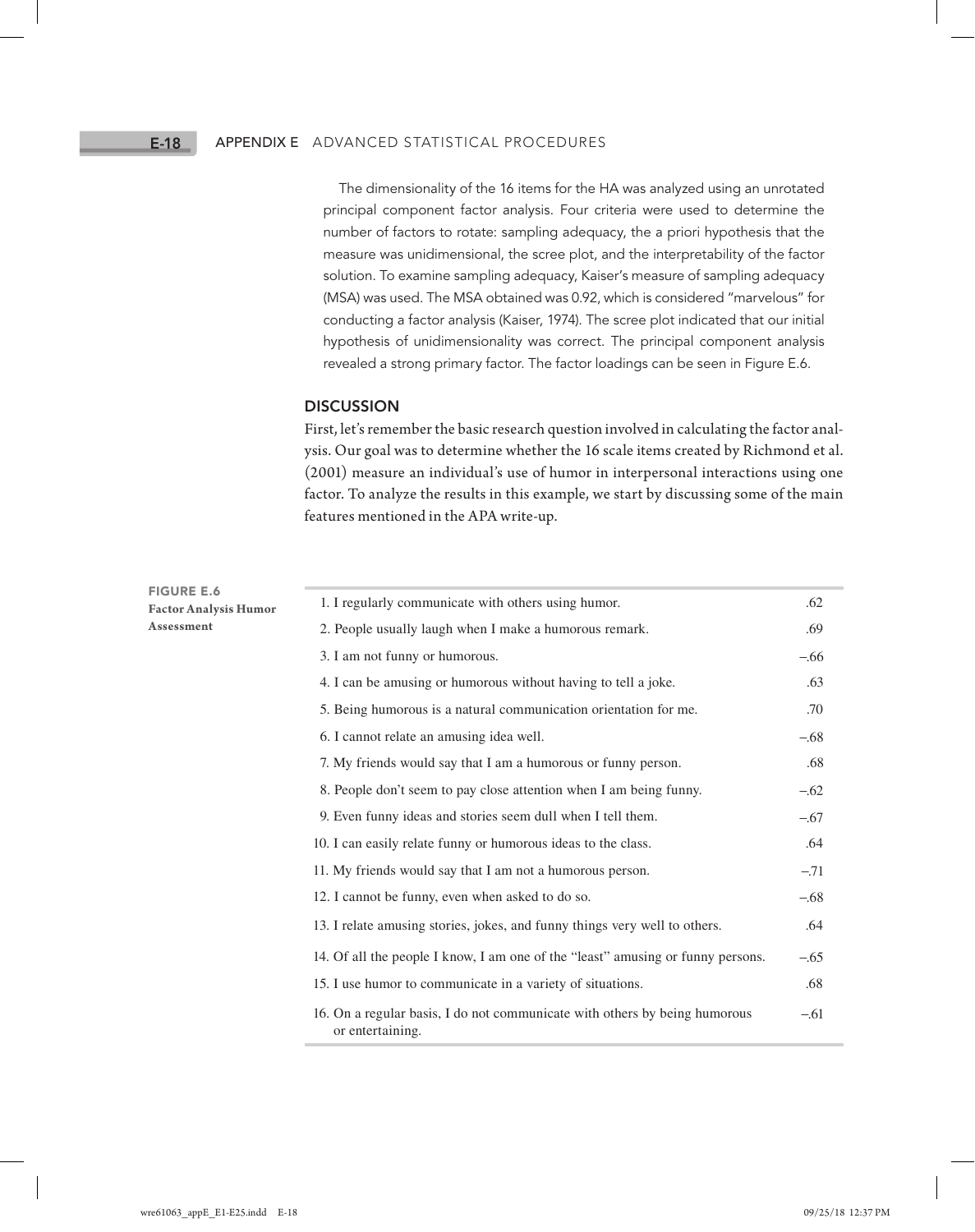The dimensionality of the 16 items for the HA was analyzed using an unrotated principal component factor analysis. Four criteria were used to determine the number of factors to rotate: sampling adequacy, the a priori hypothesis that the measure was unidimensional, the scree plot, and the interpretability of the factor solution. To examine sampling adequacy, Kaiser's measure of sampling adequacy (MSA) was used. The MSA obtained was 0.92, which is considered "marvelous" for conducting a factor analysis (Kaiser, 1974). The scree plot indicated that our initial hypothesis of unidimensionality was correct. The principal component analysis revealed a strong primary factor. The factor loadings can be seen in Figure E.6.

## DISCUSSION

First, let's remember the basic research question involved in calculating the factor analysis. Our goal was to determine whether the 16 scale items created by Richmond et al. (2001) measure an individual's use of humor in interpersonal interactions using one factor. To analyze the results in this example, we start by discussing some of the main features mentioned in the APA write-up.

**FIGURE E.6**
**Factor Analysis Humor Assessment**

| Item | Loading |
|---|---|
| 1. I regularly communicate with others using humor. | .62 |
| 2. People usually laugh when I make a humorous remark. | .69 |
| 3. I am not funny or humorous. | –.66 |
| 4. I can be amusing or humorous without having to tell a joke. | .63 |
| 5. Being humorous is a natural communication orientation for me. | .70 |
| 6. I cannot relate an amusing idea well. | –.68 |
| 7. My friends would say that I am a humorous or funny person. | .68 |
| 8. People don't seem to pay close attention when I am being funny. | –.62 |
| 9. Even funny ideas and stories seem dull when I tell them. | –.67 |
| 10. I can easily relate funny or humorous ideas to the class. | .64 |
| 11. My friends would say that I am not a humorous person. | –.71 |
| 12. I cannot be funny, even when asked to do so. | –.68 |
| 13. I relate amusing stories, jokes, and funny things very well to others. | .64 |
| 14. Of all the people I know, I am one of the "least" amusing or funny persons. | –.65 |
| 15. I use humor to communicate in a variety of situations. | .68 |
| 16. On a regular basis, I do not communicate with others by being humorous or entertaining. | –.61 |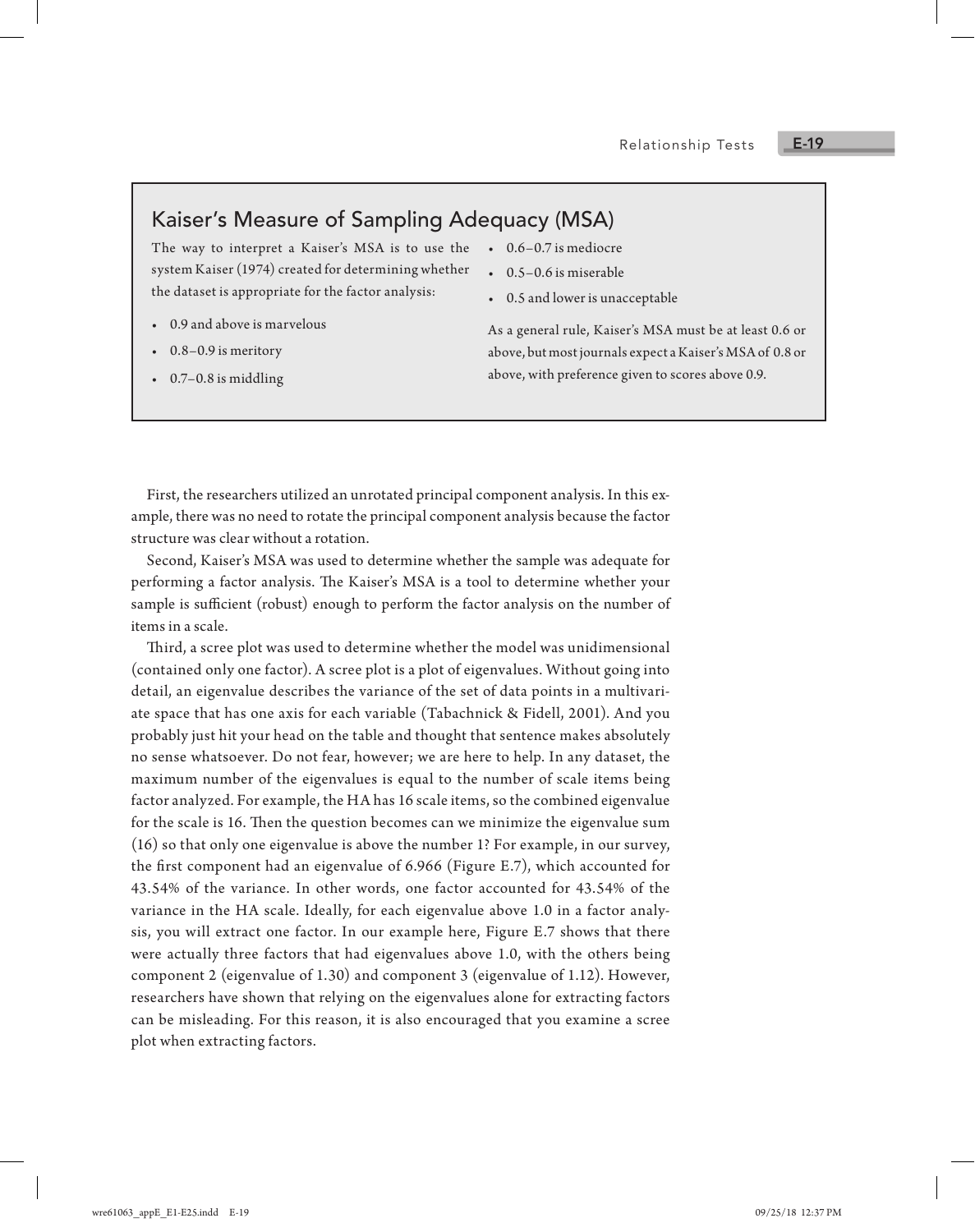## Kaiser's Measure of Sampling Adequacy (MSA)

The way to interpret a Kaiser's MSA is to use the system Kaiser (1974) created for determining whether the dataset is appropriate for the factor analysis:

- 0.9 and above is marvelous
- 0.8–0.9 is meritory
- 0.7–0.8 is middling
- 0.6–0.7 is mediocre
- 0.5–0.6 is miserable
- 0.5 and lower is unacceptable

As a general rule, Kaiser's MSA must be at least 0.6 or above, but most journals expect a Kaiser's MSA of 0.8 or above, with preference given to scores above 0.9.

First, the researchers utilized an unrotated principal component analysis. In this example, there was no need to rotate the principal component analysis because the factor structure was clear without a rotation.

Second, Kaiser's MSA was used to determine whether the sample was adequate for performing a factor analysis. The Kaiser's MSA is a tool to determine whether your sample is sufficient (robust) enough to perform the factor analysis on the number of items in a scale.

Third, a scree plot was used to determine whether the model was unidimensional (contained only one factor). A scree plot is a plot of eigenvalues. Without going into detail, an eigenvalue describes the variance of the set of data points in a multivariate space that has one axis for each variable (Tabachnick & Fidell, 2001). And you probably just hit your head on the table and thought that sentence makes absolutely no sense whatsoever. Do not fear, however; we are here to help. In any dataset, the maximum number of the eigenvalues is equal to the number of scale items being factor analyzed. For example, the HA has 16 scale items, so the combined eigenvalue for the scale is 16. Then the question becomes can we minimize the eigenvalue sum (16) so that only one eigenvalue is above the number 1? For example, in our survey, the first component had an eigenvalue of 6.966 (Figure E.7), which accounted for 43.54% of the variance. In other words, one factor accounted for 43.54% of the variance in the HA scale. Ideally, for each eigenvalue above 1.0 in a factor analysis, you will extract one factor. In our example here, Figure E.7 shows that there were actually three factors that had eigenvalues above 1.0, with the others being component 2 (eigenvalue of 1.30) and component 3 (eigenvalue of 1.12). However, researchers have shown that relying on the eigenvalues alone for extracting factors can be misleading. For this reason, it is also encouraged that you examine a scree plot when extracting factors.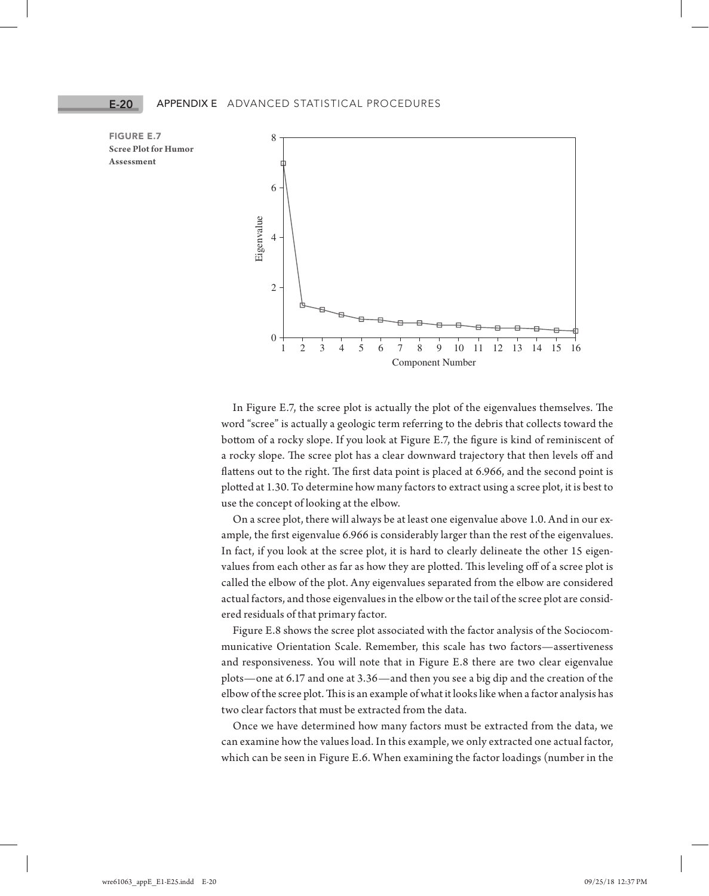**FIGURE E.7**
**Scree Plot for Humor Assessment**

In Figure E.7, the scree plot is actually the plot of the eigenvalues themselves. The word "scree" is actually a geologic term referring to the debris that collects toward the bottom of a rocky slope. If you look at Figure E.7, the figure is kind of reminiscent of a rocky slope. The scree plot has a clear downward trajectory that then levels off and flattens out to the right. The first data point is placed at 6.966, and the second point is plotted at 1.30. To determine how many factors to extract using a scree plot, it is best to use the concept of looking at the elbow.

On a scree plot, there will always be at least one eigenvalue above 1.0. And in our example, the first eigenvalue 6.966 is considerably larger than the rest of the eigenvalues. In fact, if you look at the scree plot, it is hard to clearly delineate the other 15 eigenvalues from each other as far as how they are plotted. This leveling off of a scree plot is called the elbow of the plot. Any eigenvalues separated from the elbow are considered actual factors, and those eigenvalues in the elbow or the tail of the scree plot are considered residuals of that primary factor.

Figure E.8 shows the scree plot associated with the factor analysis of the Sociocommunicative Orientation Scale. Remember, this scale has two factors—assertiveness and responsiveness. You will note that in Figure E.8 there are two clear eigenvalue plots—one at 6.17 and one at 3.36—and then you see a big dip and the creation of the elbow of the scree plot. This is an example of what it looks like when a factor analysis has two clear factors that must be extracted from the data.

Once we have determined how many factors must be extracted from the data, we can examine how the values load. In this example, we only extracted one actual factor, which can be seen in Figure E.6. When examining the factor loadings (number in the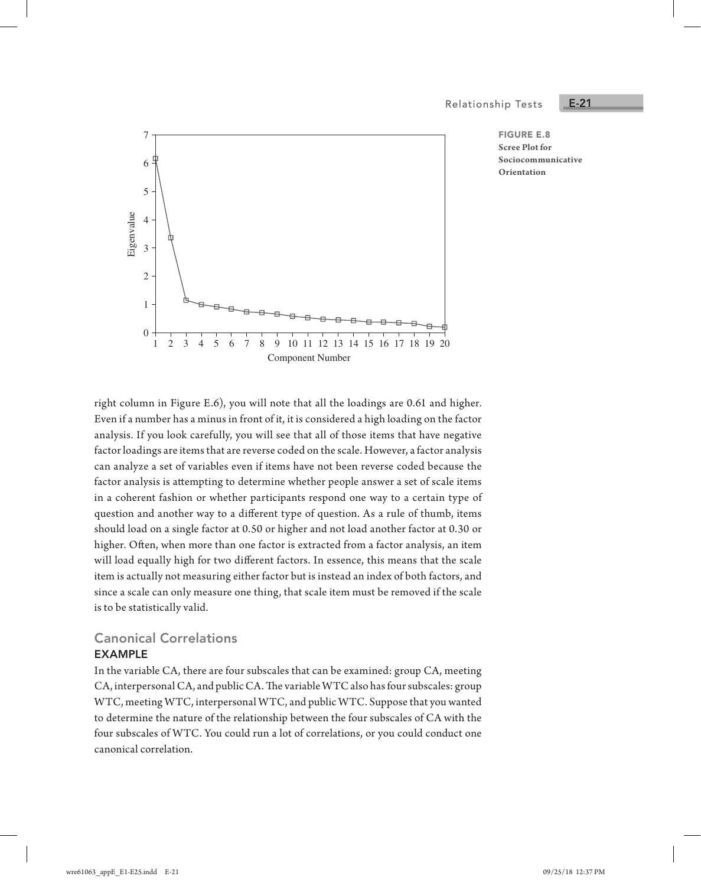FIGURE E.8 Scree Plot for Sociocommunicative Orientation

right column in Figure E.6), you will note that all the loadings are 0.61 and higher. Even if a number has a minus in front of it, it is considered a high loading on the factor analysis. If you look carefully, you will see that all of those items that have negative factor loadings are items that are reverse coded on the scale. However, a factor analysis can analyze a set of variables even if items have not been reverse coded because the factor analysis is attempting to determine whether people answer a set of scale items in a coherent fashion or whether participants respond one way to a certain type of question and another way to a different type of question. As a rule of thumb, items should load on a single factor at 0.50 or higher and not load another factor at 0.30 or higher. Often, when more than one factor is extracted from a factor analysis, an item will load equally high for two different factors. In essence, this means that the scale item is actually not measuring either factor but is instead an index of both factors, and since a scale can only measure one thing, that scale item must be removed if the scale is to be statistically valid.

## Canonical Correlations

### EXAMPLE

In the variable CA, there are four subscales that can be examined: group CA, meeting CA, interpersonal CA, and public CA. The variable WTC also has four subscales: group WTC, meeting WTC, interpersonal WTC, and public WTC. Suppose that you wanted to determine the nature of the relationship between the four subscales of CA with the four subscales of WTC. You could run a lot of correlations, or you could conduct one canonical correlation.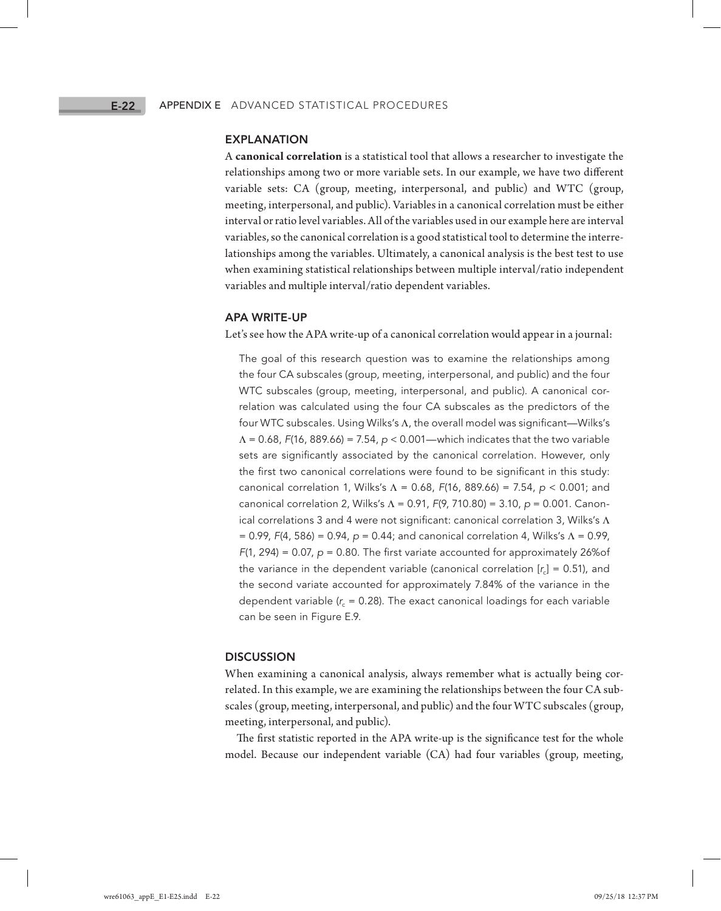### EXPLANATION

A **canonical correlation** is a statistical tool that allows a researcher to investigate the relationships among two or more variable sets. In our example, we have two different variable sets: CA (group, meeting, interpersonal, and public) and WTC (group, meeting, interpersonal, and public). Variables in a canonical correlation must be either interval or ratio level variables. All of the variables used in our example here are interval variables, so the canonical correlation is a good statistical tool to determine the interrelationships among the variables. Ultimately, a canonical analysis is the best test to use when examining statistical relationships between multiple interval/ratio independent variables and multiple interval/ratio dependent variables.

### APA WRITE-UP

Let's see how the APA write-up of a canonical correlation would appear in a journal:

> The goal of this research question was to examine the relationships among the four CA subscales (group, meeting, interpersonal, and public) and the four WTC subscales (group, meeting, interpersonal, and public). A canonical correlation was calculated using the four CA subscales as the predictors of the four WTC subscales. Using Wilks's $\Lambda$, the overall model was significant—Wilks's $\Lambda = 0.68$, $F(16, 889.66) = 7.54$, $p < 0.001$—which indicates that the two variable sets are significantly associated by the canonical correlation. However, only the first two canonical correlations were found to be significant in this study: canonical correlation 1, Wilks's $\Lambda = 0.68$, $F(16, 889.66) = 7.54$, $p < 0.001$; and canonical correlation 2, Wilks's $\Lambda = 0.91$, $F(9, 710.80) = 3.10$, $p = 0.001$. Canonical correlations 3 and 4 were not significant: canonical correlation 3, Wilks's $\Lambda = 0.99$, $F(4, 586) = 0.94$, $p = 0.44$; and canonical correlation 4, Wilks's $\Lambda = 0.99$, $F(1, 294) = 0.07$, $p = 0.80$. The first variate accounted for approximately 26%of the variance in the dependent variable (canonical correlation [$r_c$] = 0.51), and the second variate accounted for approximately 7.84% of the variance in the dependent variable ($r_c = 0.28$). The exact canonical loadings for each variable can be seen in Figure E.9.

### DISCUSSION

When examining a canonical analysis, always remember what is actually being correlated. In this example, we are examining the relationships between the four CA subscales (group, meeting, interpersonal, and public) and the four WTC subscales (group, meeting, interpersonal, and public).

The first statistic reported in the APA write-up is the significance test for the whole model. Because our independent variable (CA) had four variables (group, meeting,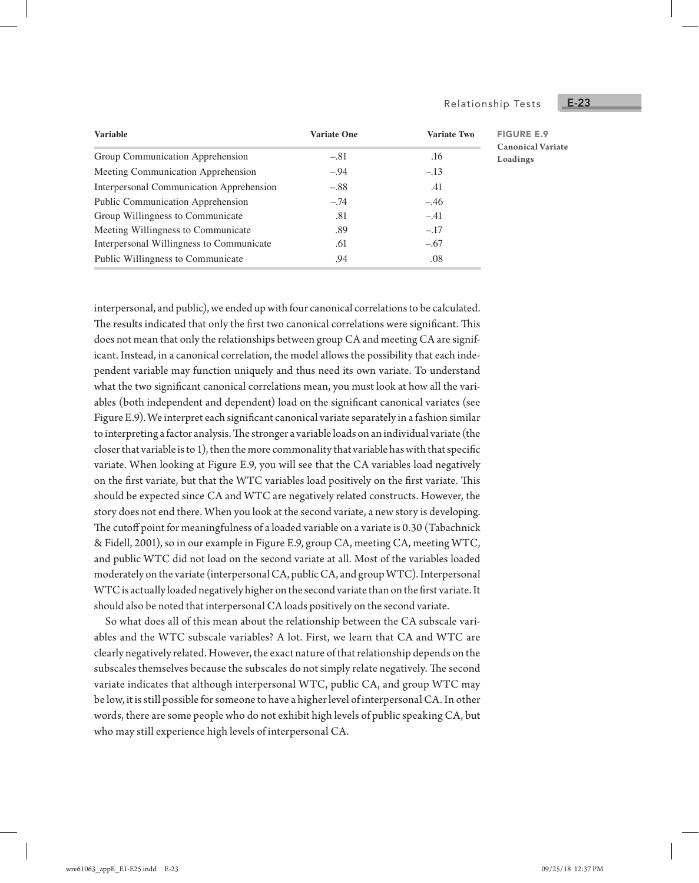| Variable | Variate One | Variate Two |
| --- | --- | --- |
| Group Communication Apprehension | −.81 | .16 |
| Meeting Communication Apprehension | −.94 | −.13 |
| Interpersonal Communication Apprehension | −.88 | .41 |
| Public Communication Apprehension | −.74 | −.46 |
| Group Willingness to Communicate | .81 | −.41 |
| Meeting Willingness to Communicate | .89 | −.17 |
| Interpersonal Willingness to Communicate | .61 | −.67 |
| Public Willingness to Communicate | .94 | .08 |

**FIGURE E.9**
**Canonical Variate Loadings**

interpersonal, and public), we ended up with four canonical correlations to be calculated. The results indicated that only the first two canonical correlations were significant. This does not mean that only the relationships between group CA and meeting CA are significant. Instead, in a canonical correlation, the model allows the possibility that each independent variable may function uniquely and thus need its own variate. To understand what the two significant canonical correlations mean, you must look at how all the variables (both independent and dependent) load on the significant canonical variates (see Figure E.9). We interpret each significant canonical variate separately in a fashion similar to interpreting a factor analysis. The stronger a variable loads on an individual variate (the closer that variable is to 1), then the more commonality that variable has with that specific variate. When looking at Figure E.9, you will see that the CA variables load negatively on the first variate, but that the WTC variables load positively on the first variate. This should be expected since CA and WTC are negatively related constructs. However, the story does not end there. When you look at the second variate, a new story is developing. The cutoff point for meaningfulness of a loaded variable on a variate is 0.30 (Tabachnick & Fidell, 2001), so in our example in Figure E.9, group CA, meeting CA, meeting WTC, and public WTC did not load on the second variate at all. Most of the variables loaded moderately on the variate (interpersonal CA, public CA, and group WTC). Interpersonal WTC is actually loaded negatively higher on the second variate than on the first variate. It should also be noted that interpersonal CA loads positively on the second variate.

So what does all of this mean about the relationship between the CA subscale variables and the WTC subscale variables? A lot. First, we learn that CA and WTC are clearly negatively related. However, the exact nature of that relationship depends on the subscales themselves because the subscales do not simply relate negatively. The second variate indicates that although interpersonal WTC, public CA, and group WTC may be low, it is still possible for someone to have a higher level of interpersonal CA. In other words, there are some people who do not exhibit high levels of public speaking CA, but who may still experience high levels of interpersonal CA.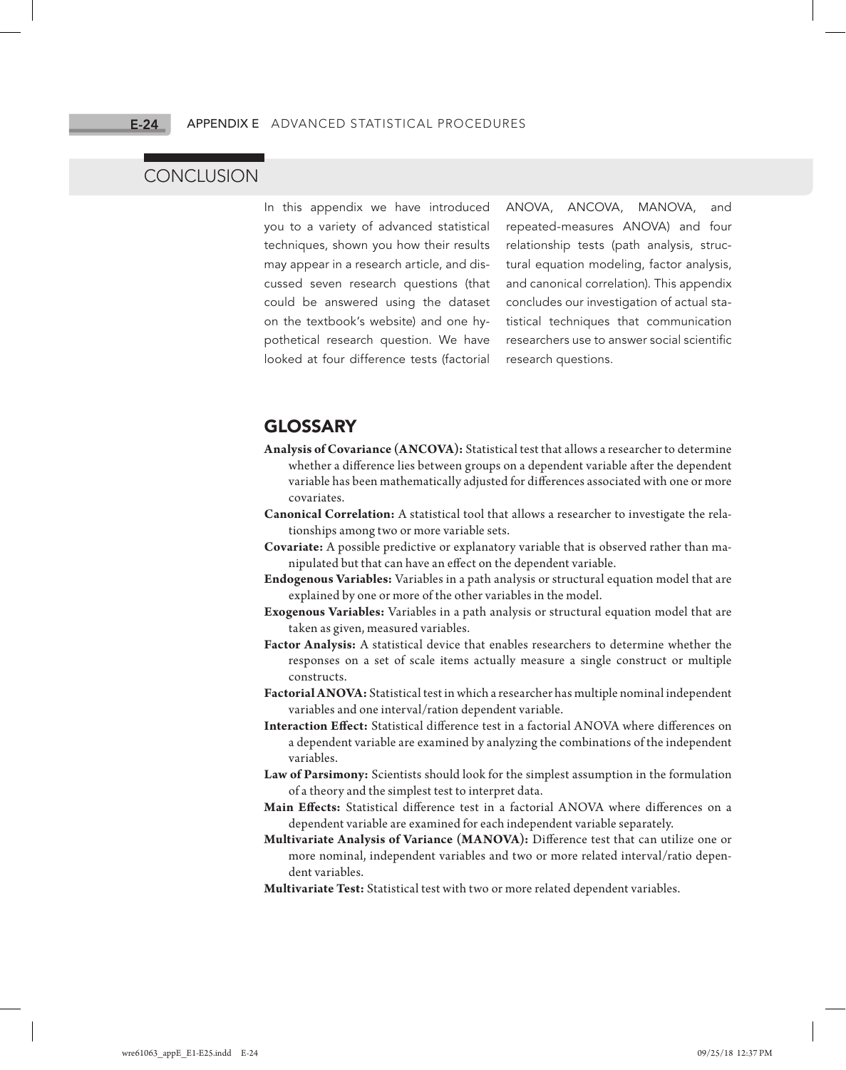## CONCLUSION

In this appendix we have introduced you to a variety of advanced statistical techniques, shown you how their results may appear in a research article, and discussed seven research questions (that could be answered using the dataset on the textbook's website) and one hypothetical research question. We have looked at four difference tests (factorial ANOVA, ANCOVA, MANOVA, and repeated-measures ANOVA) and four relationship tests (path analysis, structural equation modeling, factor analysis, and canonical correlation). This appendix concludes our investigation of actual statistical techniques that communication researchers use to answer social scientific research questions.

## GLOSSARY

**Analysis of Covariance (ANCOVA):** Statistical test that allows a researcher to determine whether a difference lies between groups on a dependent variable after the dependent variable has been mathematically adjusted for differences associated with one or more covariates.

**Canonical Correlation:** A statistical tool that allows a researcher to investigate the relationships among two or more variable sets.

**Covariate:** A possible predictive or explanatory variable that is observed rather than manipulated but that can have an effect on the dependent variable.

**Endogenous Variables:** Variables in a path analysis or structural equation model that are explained by one or more of the other variables in the model.

**Exogenous Variables:** Variables in a path analysis or structural equation model that are taken as given, measured variables.

**Factor Analysis:** A statistical device that enables researchers to determine whether the responses on a set of scale items actually measure a single construct or multiple constructs.

**Factorial ANOVA:** Statistical test in which a researcher has multiple nominal independent variables and one interval/ration dependent variable.

**Interaction Effect:** Statistical difference test in a factorial ANOVA where differences on a dependent variable are examined by analyzing the combinations of the independent variables.

**Law of Parsimony:** Scientists should look for the simplest assumption in the formulation of a theory and the simplest test to interpret data.

**Main Effects:** Statistical difference test in a factorial ANOVA where differences on a dependent variable are examined for each independent variable separately.

**Multivariate Analysis of Variance (MANOVA):** Difference test that can utilize one or more nominal, independent variables and two or more related interval/ratio dependent variables.

**Multivariate Test:** Statistical test with two or more related dependent variables.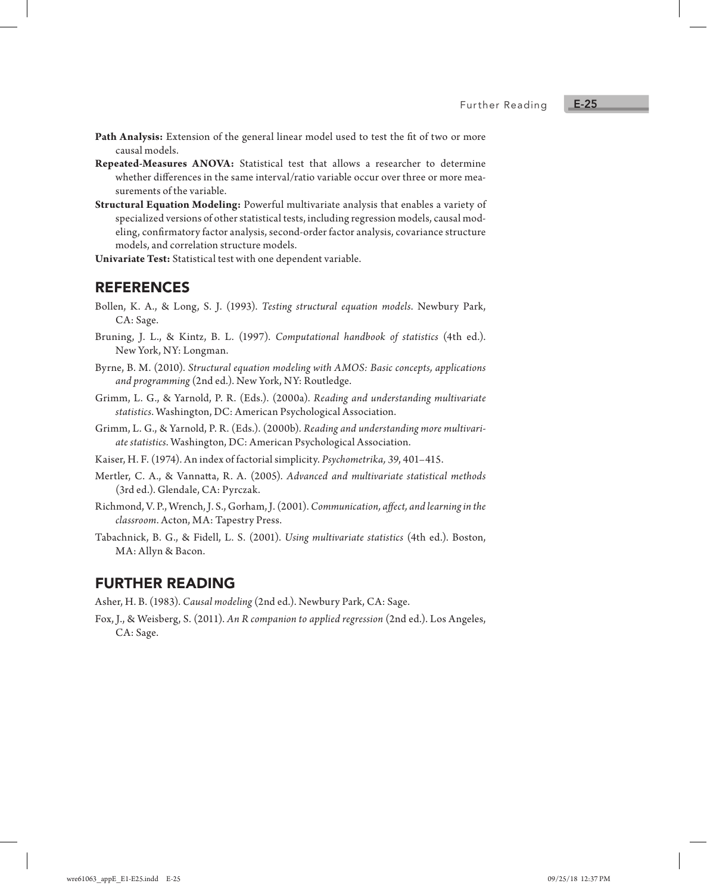**Path Analysis:** Extension of the general linear model used to test the fit of two or more causal models.

**Repeated-Measures ANOVA:** Statistical test that allows a researcher to determine whether differences in the same interval/ratio variable occur over three or more measurements of the variable.

**Structural Equation Modeling:** Powerful multivariate analysis that enables a variety of specialized versions of other statistical tests, including regression models, causal modeling, confirmatory factor analysis, second-order factor analysis, covariance structure models, and correlation structure models.

**Univariate Test:** Statistical test with one dependent variable.

## REFERENCES

Bollen, K. A., & Long, S. J. (1993). *Testing structural equation models*. Newbury Park, CA: Sage.

Bruning, J. L., & Kintz, B. L. (1997). *Computational handbook of statistics* (4th ed.). New York, NY: Longman.

Byrne, B. M. (2010). *Structural equation modeling with AMOS: Basic concepts, applications and programming* (2nd ed.). New York, NY: Routledge.

Grimm, L. G., & Yarnold, P. R. (Eds.). (2000a). *Reading and understanding multivariate statistics*. Washington, DC: American Psychological Association.

Grimm, L. G., & Yarnold, P. R. (Eds.). (2000b). *Reading and understanding more multivariate statistics.* Washington, DC: American Psychological Association.

Kaiser, H. F. (1974). An index of factorial simplicity. *Psychometrika, 39*, 401–415.

Mertler, C. A., & Vannatta, R. A. (2005). *Advanced and multivariate statistical methods* (3rd ed.). Glendale, CA: Pyrczak.

Richmond, V. P., Wrench, J. S., Gorham, J. (2001). *Communication, affect, and learning in the classroom*. Acton, MA: Tapestry Press.

Tabachnick, B. G., & Fidell, L. S. (2001). *Using multivariate statistics* (4th ed.). Boston, MA: Allyn & Bacon.

## FURTHER READING

Asher, H. B. (1983). *Causal modeling* (2nd ed.). Newbury Park, CA: Sage.

Fox, J., & Weisberg, S. (2011). *An R companion to applied regression* (2nd ed.). Los Angeles, CA: Sage.